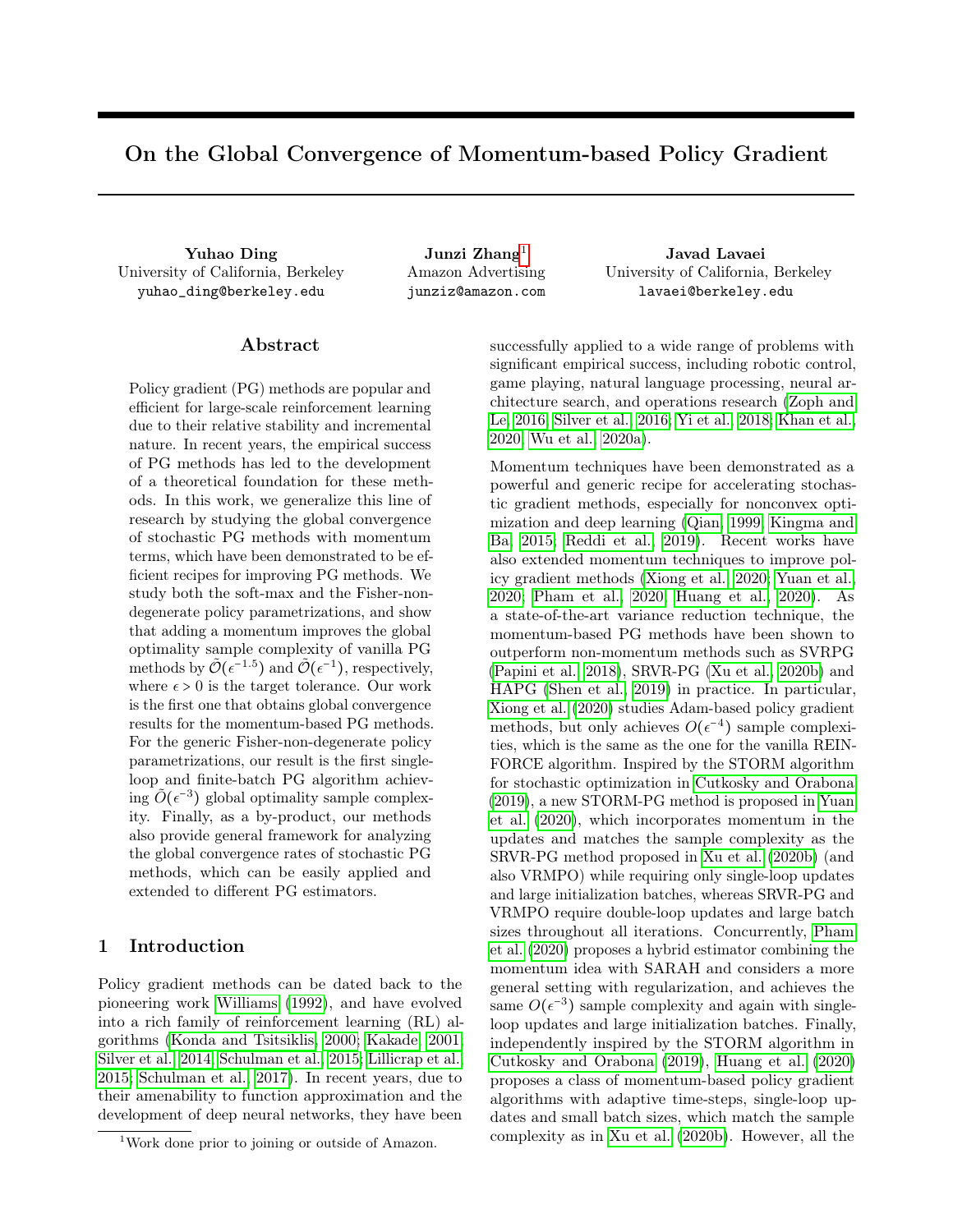# On the Global Convergence of Momentum-based Policy Gradient

**Yuhao Ding**
University of California, Berkeley
yuhao_ding@berkeley.edu

**Junzi Zhang**[1]
Amazon Advertising
junziz@amazon.com

**Javad Lavaei**
University of California, Berkeley
lavaei@berkeley.edu

## Abstract

Policy gradient (PG) methods are popular and efficient for large-scale reinforcement learning due to their relative stability and incremental nature. In recent years, the empirical success of PG methods has led to the development of a theoretical foundation for these methods. In this work, we generalize this line of research by studying the global convergence of stochastic PG methods with momentum terms, which have been demonstrated to be efficient recipes for improving PG methods. We study both the soft-max and the Fisher-non-degenerate policy parametrizations, and show that adding a momentum improves the global optimality sample complexity of vanilla PG methods by $\tilde{\mathcal{O}}(\epsilon^{-1.5})$ and $\tilde{\mathcal{O}}(\epsilon^{-1})$, respectively, where $\epsilon > 0$ is the target tolerance. Our work is the first one that obtains global convergence results for the momentum-based PG methods. For the generic Fisher-non-degenerate policy parametrizations, our result is the first single-loop and finite-batch PG algorithm achieving $\tilde{O}(\epsilon^{-3})$ global optimality sample complexity. Finally, as a by-product, our methods also provide general framework for analyzing the global convergence rates of stochastic PG methods, which can be easily applied and extended to different PG estimators.

## 1 Introduction

Policy gradient methods can be dated back to the pioneering work Williams (1992), and have evolved into a rich family of reinforcement learning (RL) algorithms (Konda and Tsitsiklis, 2000; Kakade, 2001; Silver et al., 2014; Schulman et al., 2015; Lillicrap et al., 2015; Schulman et al., 2017). In recent years, due to their amenability to function approximation and the development of deep neural networks, they have been successfully applied to a wide range of problems with significant empirical success, including robotic control, game playing, natural language processing, neural architecture search, and operations research (Zoph and Le, 2016; Silver et al., 2016; Yi et al., 2018; Khan et al., 2020; Wu et al., 2020a).

Momentum techniques have been demonstrated as a powerful and generic recipe for accelerating stochastic gradient methods, especially for nonconvex optimization and deep learning (Qian, 1999; Kingma and Ba, 2015; Reddi et al., 2019). Recent works have also extended momentum techniques to improve policy gradient methods (Xiong et al., 2020; Yuan et al., 2020; Pham et al., 2020; Huang et al., 2020). As a state-of-the-art variance reduction technique, the momentum-based PG methods have been shown to outperform non-momentum methods such as SVRPG (Papini et al., 2018), SRVR-PG (Xu et al., 2020b) and HAPG (Shen et al., 2019) in practice. In particular, Xiong et al. (2020) studies Adam-based policy gradient methods, but only achieves $O(\epsilon^{-4})$ sample complexities, which is the same as the one for the vanilla REINFORCE algorithm. Inspired by the STORM algorithm for stochastic optimization in Cutkosky and Orabona (2019), a new STORM-PG method is proposed in Yuan et al. (2020), which incorporates momentum in the updates and matches the sample complexity as the SRVR-PG method proposed in Xu et al. (2020b) (and also VRMPO) while requiring only single-loop updates and large initialization batches, whereas SRVR-PG and VRMPO require double-loop updates and large batch sizes throughout all iterations. Concurrently, Pham et al. (2020) proposes a hybrid estimator combining the momentum idea with SARAH and considers a more general setting with regularization, and achieves the same $O(\epsilon^{-3})$ sample complexity and again with single-loop updates and large initialization batches. Finally, independently inspired by the STORM algorithm in Cutkosky and Orabona (2019), Huang et al. (2020) proposes a class of momentum-based policy gradient algorithms with adaptive time-steps, single-loop updates and small batch sizes, which match the sample complexity as in Xu et al. (2020b). However, all the

[1] Work done prior to joining or outside of Amazon.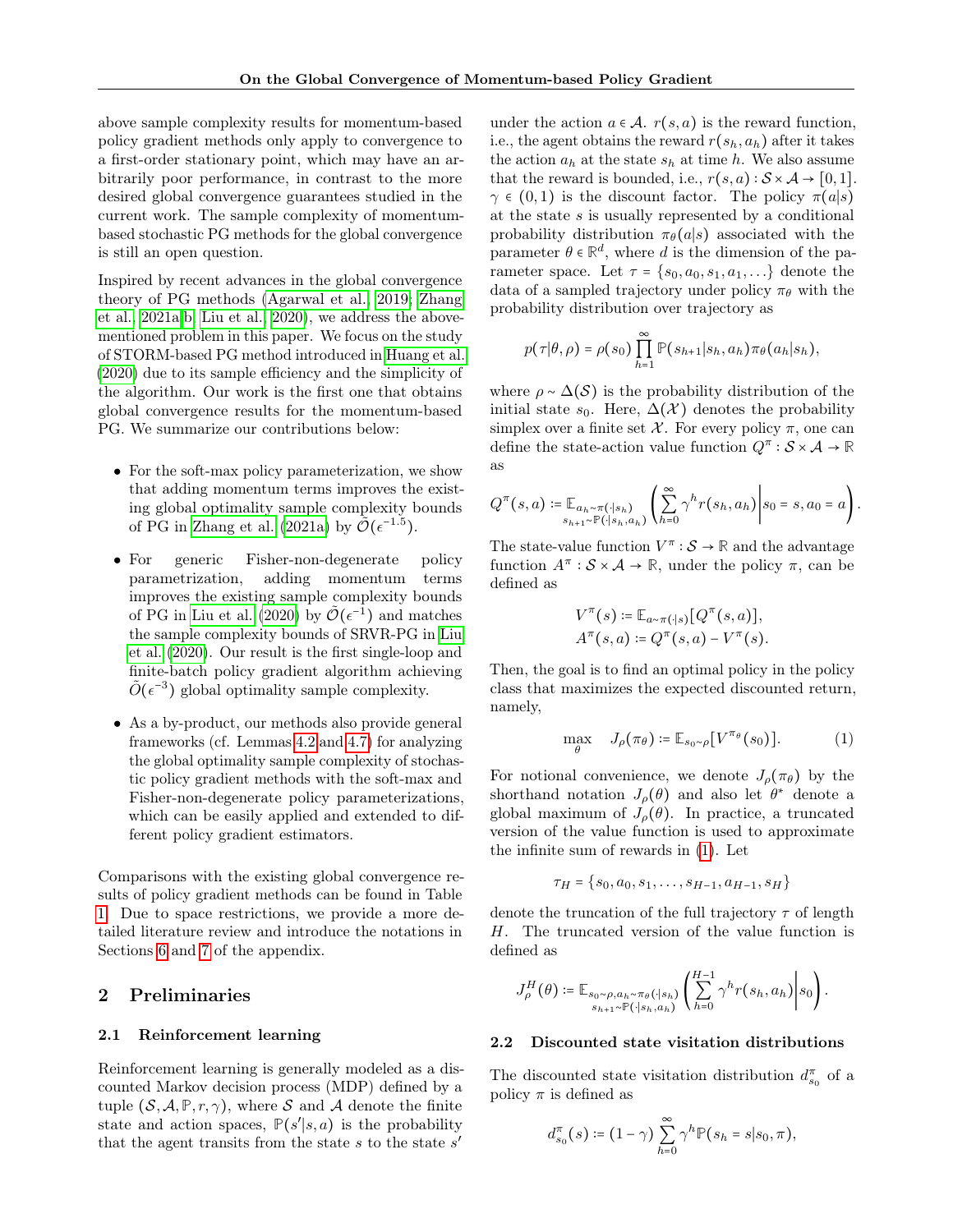above sample complexity results for momentum-based policy gradient methods only apply to convergence to a first-order stationary point, which may have an arbitrarily poor performance, in contrast to the more desired global convergence guarantees studied in the current work. The sample complexity of momentum-based stochastic PG methods for the global convergence is still an open question.

Inspired by recent advances in the global convergence theory of PG methods (Agarwal et al., 2019; Zhang et al., 2021a,b; Liu et al., 2020), we address the above-mentioned problem in this paper. We focus on the study of STORM-based PG method introduced in Huang et al. (2020) due to its sample efficiency and the simplicity of the algorithm. Our work is the first one that obtains global convergence results for the momentum-based PG. We summarize our contributions below:

- For the soft-max policy parameterization, we show that adding momentum terms improves the existing global optimality sample complexity bounds of PG in Zhang et al. (2021a) by $\tilde{\mathcal{O}}(\epsilon^{-1.5})$.
- For generic Fisher-non-degenerate policy parametrization, adding momentum terms improves the existing sample complexity bounds of PG in Liu et al. (2020) by $\tilde{\mathcal{O}}(\epsilon^{-1})$ and matches the sample complexity bounds of SRVR-PG in Liu et al. (2020). Our result is the first single-loop and finite-batch policy gradient algorithm achieving $\tilde{O}(\epsilon^{-3})$ global optimality sample complexity.
- As a by-product, our methods also provide general frameworks (cf. Lemmas 4.2 and 4.7) for analyzing the global optimality sample complexity of stochastic policy gradient methods with the soft-max and Fisher-non-degenerate policy parameterizations, which can be easily applied and extended to different policy gradient estimators.

Comparisons with the existing global convergence results of policy gradient methods can be found in Table 1. Due to space restrictions, we provide a more detailed literature review and introduce the notations in Sections 6 and 7 of the appendix.

## 2 Preliminaries

### 2.1 Reinforcement learning

Reinforcement learning is generally modeled as a discounted Markov decision process (MDP) defined by a tuple $(\mathcal{S}, \mathcal{A}, \mathbb{P}, r, \gamma)$, where $\mathcal{S}$ and $\mathcal{A}$ denote the finite state and action spaces, $\mathbb{P}(s'|s,a)$ is the probability that the agent transits from the state $s$ to the state $s'$ under the action $a \in \mathcal{A}$. $r(s,a)$ is the reward function, i.e., the agent obtains the reward $r(s_h, a_h)$ after it takes the action $a_h$ at the state $s_h$ at time $h$. We also assume that the reward is bounded, i.e., $r(s,a): \mathcal{S} \times \mathcal{A} \to [0,1]$. $\gamma \in (0,1)$ is the discount factor. The policy $\pi(a|s)$ at the state $s$ is usually represented by a conditional probability distribution $\pi_\theta(a|s)$ associated with the parameter $\theta \in \mathbb{R}^d$, where $d$ is the dimension of the parameter space. Let $\tau = \{s_0, a_0, s_1, a_1, \ldots\}$ denote the data of a sampled trajectory under policy $\pi_\theta$ with the probability distribution over trajectory as

$$p(\tau|\theta,\rho) = \rho(s_0) \prod_{h=1}^{\infty} \mathbb{P}(s_{h+1}|s_h, a_h)\pi_\theta(a_h|s_h),$$

where $\rho \sim \Delta(\mathcal{S})$ is the probability distribution of the initial state $s_0$. Here, $\Delta(\mathcal{X})$ denotes the probability simplex over a finite set $\mathcal{X}$. For every policy $\pi$, one can define the state-action value function $Q^\pi: \mathcal{S} \times \mathcal{A} \to \mathbb{R}$ as

$$Q^\pi(s,a) := \mathbb{E}_{\substack{a_h \sim \pi(\cdot|s_h) \\ s_{h+1} \sim \mathbb{P}(\cdot|s_h, a_h)}} \left( \sum_{h=0}^{\infty} \gamma^h r(s_h, a_h) \middle| s_0 = s, a_0 = a \right).$$

The state-value function $V^\pi: \mathcal{S} \to \mathbb{R}$ and the advantage function $A^\pi: \mathcal{S} \times \mathcal{A} \to \mathbb{R}$, under the policy $\pi$, can be defined as

$$V^\pi(s) := \mathbb{E}_{a \sim \pi(\cdot|s)}[Q^\pi(s,a)],$$
$$A^\pi(s,a) := Q^\pi(s,a) - V^\pi(s).$$

Then, the goal is to find an optimal policy in the policy class that maximizes the expected discounted return, namely,

$$\max_\theta \quad J_\rho(\pi_\theta) := \mathbb{E}_{s_0 \sim \rho}[V^{\pi_\theta}(s_0)]. \tag{1}$$

For notional convenience, we denote $J_\rho(\pi_\theta)$ by the shorthand notation $J_\rho(\theta)$ and also let $\theta^*$ denote a global maximum of $J_\rho(\theta)$. In practice, a truncated version of the value function is used to approximate the infinite sum of rewards in (1). Let

$$\tau_H = \{s_0, a_0, s_1, \ldots, s_{H-1}, a_{H-1}, s_H\}$$

denote the truncation of the full trajectory $\tau$ of length $H$. The truncated version of the value function is defined as

$$J_\rho^H(\theta) := \mathbb{E}_{\substack{s_0 \sim \rho, a_h \sim \pi_\theta(\cdot|s_h) \\ s_{h+1} \sim \mathbb{P}(\cdot|s_h, a_h)}} \left( \sum_{h=0}^{H-1} \gamma^h r(s_h, a_h) \middle| s_0 \right).$$

### 2.2 Discounted state visitation distributions

The discounted state visitation distribution $d_{s_0}^\pi$ of a policy $\pi$ is defined as

$$d_{s_0}^\pi(s) := (1-\gamma) \sum_{h=0}^{\infty} \gamma^h \mathbb{P}(s_h = s | s_0, \pi),$$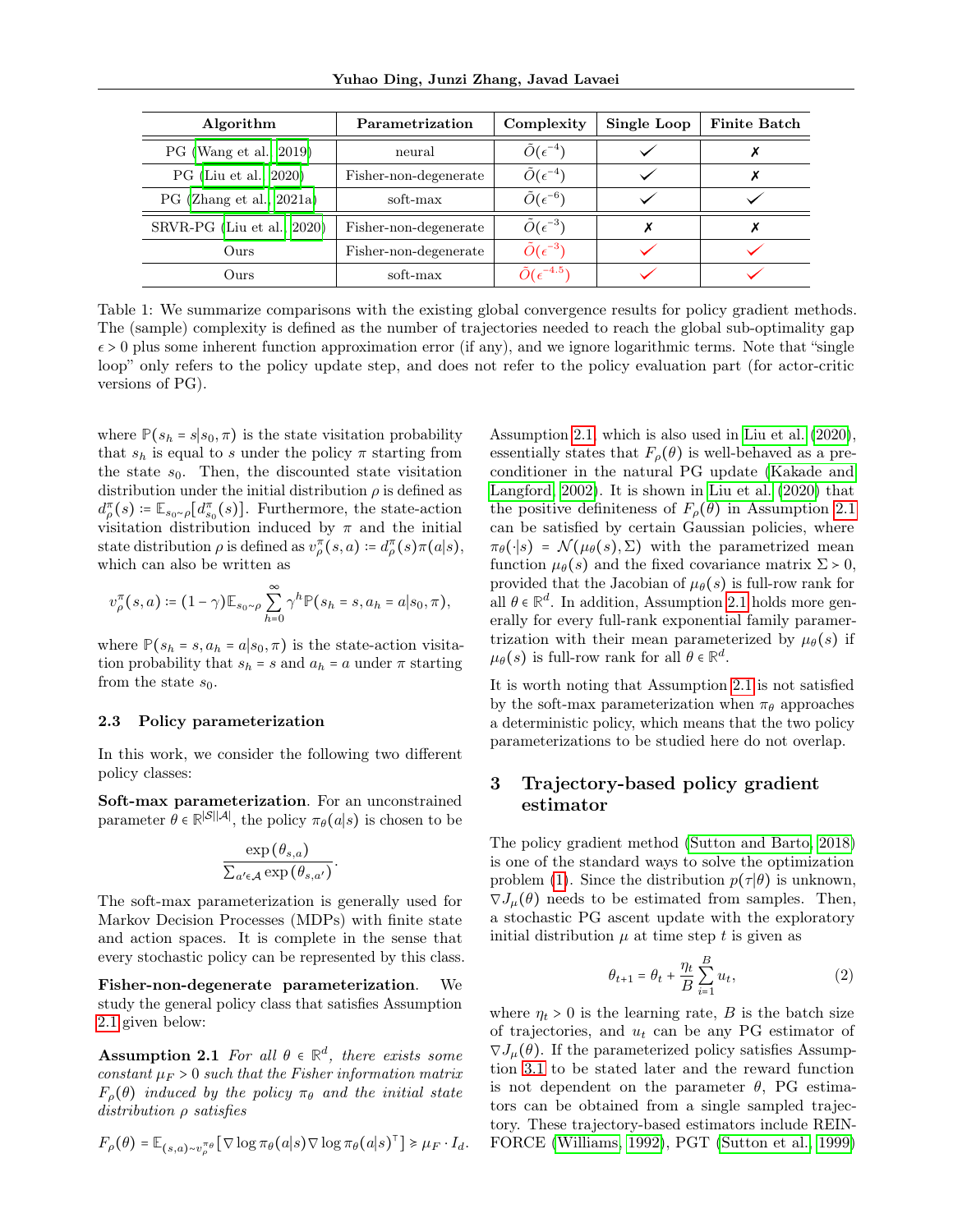| Algorithm | Parametrization | Complexity | Single Loop | Finite Batch |
|---|---|---|---|---|
| PG (Wang et al., 2019) | neural | $\tilde{O}(\epsilon^{-4})$ | ✓ | ✗ |
| PG (Liu et al., 2020) | Fisher-non-degenerate | $\tilde{O}(\epsilon^{-4})$ | ✓ | ✗ |
| PG (Zhang et al., 2021a) | soft-max | $\tilde{O}(\epsilon^{-6})$ | ✓ | ✓ |
| SRVR-PG (Liu et al., 2020) | Fisher-non-degenerate | $\tilde{O}(\epsilon^{-3})$ | ✗ | ✗ |
| Ours | Fisher-non-degenerate | $\tilde{O}(\epsilon^{-3})$ | ✓ | ✓ |
| Ours | soft-max | $\tilde{O}(\epsilon^{-4.5})$ | ✓ | ✓ |

Table 1: We summarize comparisons with the existing global convergence results for policy gradient methods. The (sample) complexity is defined as the number of trajectories needed to reach the global sub-optimality gap $\epsilon > 0$ plus some inherent function approximation error (if any), and we ignore logarithmic terms. Note that "single loop" only refers to the policy update step, and does not refer to the policy evaluation part (for actor-critic versions of PG).

where $\mathbb{P}(s_h = s|s_0, \pi)$ is the state visitation probability that $s_h$ is equal to $s$ under the policy $\pi$ starting from the state $s_0$. Then, the discounted state visitation distribution under the initial distribution $\rho$ is defined as $d^{\pi}_{\rho}(s) := \mathbb{E}_{s_0 \sim \rho}[d^{\pi}_{s_0}(s)]$. Furthermore, the state-action visitation distribution induced by $\pi$ and the initial state distribution $\rho$ is defined as $v^{\pi}_{\rho}(s,a) := d^{\pi}_{\rho}(s)\pi(a|s)$, which can also be written as

$$v^{\pi}_{\rho}(s,a) := (1-\gamma)\mathbb{E}_{s_0 \sim \rho} \sum_{h=0}^{\infty} \gamma^h \mathbb{P}(s_h = s, a_h = a|s_0, \pi),$$

where $\mathbb{P}(s_h = s, a_h = a|s_0, \pi)$ is the state-action visitation probability that $s_h = s$ and $a_h = a$ under $\pi$ starting from the state $s_0$.

### 2.3 Policy parameterization

In this work, we consider the following two different policy classes:

**Soft-max parameterization**. For an unconstrained parameter $\theta \in \mathbb{R}^{|\mathcal{S}||\mathcal{A}|}$, the policy $\pi_\theta(a|s)$ is chosen to be

$$\frac{\exp(\theta_{s,a})}{\sum_{a' \in \mathcal{A}} \exp(\theta_{s,a'})}.$$

The soft-max parameterization is generally used for Markov Decision Processes (MDPs) with finite state and action spaces. It is complete in the sense that every stochastic policy can be represented by this class.

**Fisher-non-degenerate parameterization**. We study the general policy class that satisfies Assumption 2.1 given below:

**Assumption 2.1** *For all $\theta \in \mathbb{R}^d$, there exists some constant $\mu_F > 0$ such that the Fisher information matrix $F_\rho(\theta)$ induced by the policy $\pi_\theta$ and the initial state distribution $\rho$ satisfies*

$$F_\rho(\theta) = \mathbb{E}_{(s,a) \sim v^{\pi_\theta}_{\rho}}[\nabla \log \pi_\theta(a|s) \nabla \log \pi_\theta(a|s)^\top] \succcurlyeq \mu_F \cdot I_d.$$

Assumption 2.1, which is also used in Liu et al. (2020), essentially states that $F_\rho(\theta)$ is well-behaved as a preconditioner in the natural PG update (Kakade and Langford, 2002). It is shown in Liu et al. (2020) that the positive definiteness of $F_\rho(\theta)$ in Assumption 2.1 can be satisfied by certain Gaussian policies, where $\pi_\theta(\cdot|s) = \mathcal{N}(\mu_\theta(s), \Sigma)$ with the parametrized mean function $\mu_\theta(s)$ and the fixed covariance matrix $\Sigma \succ 0$, provided that the Jacobian of $\mu_\theta(s)$ is full-row rank for all $\theta \in \mathbb{R}^d$. In addition, Assumption 2.1 holds more generally for every full-rank exponential family parametertrization with their mean parameterized by $\mu_\theta(s)$ if $\mu_\theta(s)$ is full-row rank for all $\theta \in \mathbb{R}^d$.

It is worth noting that Assumption 2.1 is not satisfied by the soft-max parameterization when $\pi_\theta$ approaches a deterministic policy, which means that the two policy parameterizations to be studied here do not overlap.

## 3 Trajectory-based policy gradient estimator

The policy gradient method (Sutton and Barto, 2018) is one of the standard ways to solve the optimization problem (1). Since the distribution $p(\tau|\theta)$ is unknown, $\nabla J_\mu(\theta)$ needs to be estimated from samples. Then, a stochastic PG ascent update with the exploratory initial distribution $\mu$ at time step $t$ is given as

$$\theta_{t+1} = \theta_t + \frac{\eta_t}{B}\sum_{i=1}^{B} u_t, \tag{2}$$

where $\eta_t > 0$ is the learning rate, $B$ is the batch size of trajectories, and $u_t$ can be any PG estimator of $\nabla J_\mu(\theta)$. If the parameterized policy satisfies Assumption 3.1 to be stated later and the reward function is not dependent on the parameter $\theta$, PG estimators can be obtained from a single sampled trajectory. These trajectory-based estimators include REINFORCE (Williams, 1992), PGT (Sutton et al., 1999)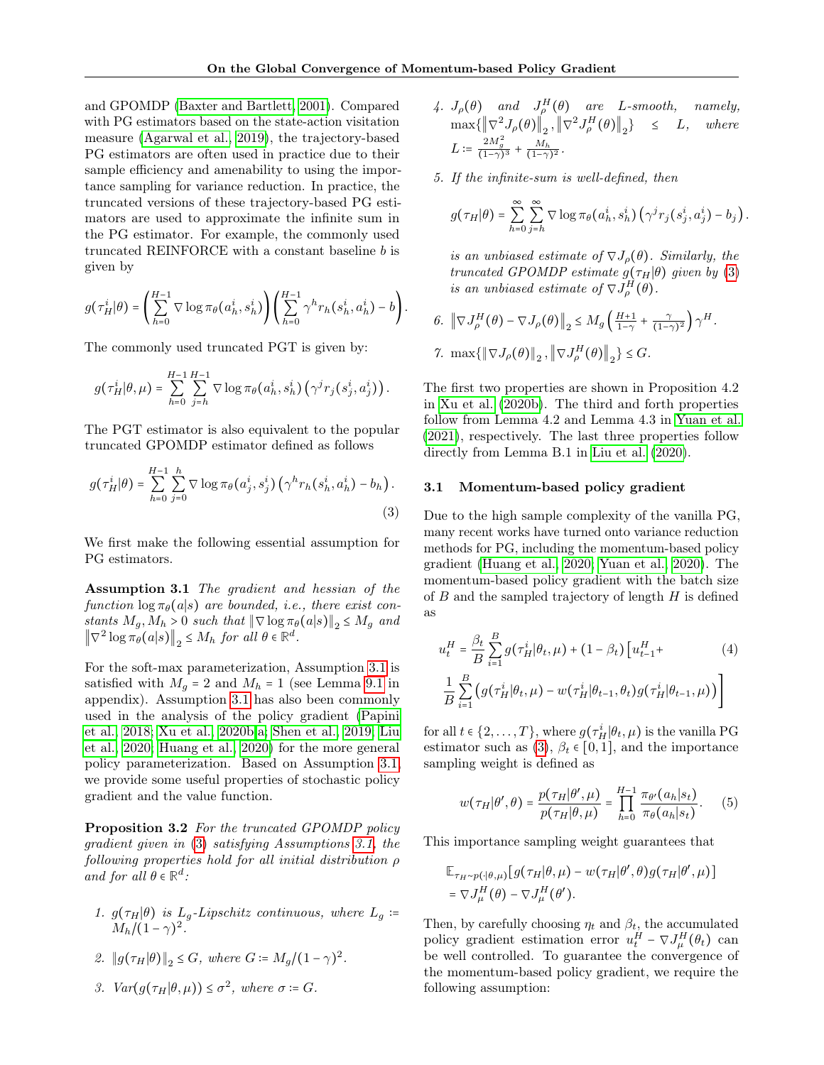and GPOMDP (Baxter and Bartlett, 2001). Compared with PG estimators based on the state-action visitation measure (Agarwal et al., 2019), the trajectory-based PG estimators are often used in practice due to their sample efficiency and amenability to using the importance sampling for variance reduction. In practice, the truncated versions of these trajectory-based PG estimators are used to approximate the infinite sum in the PG estimator. For example, the commonly used truncated REINFORCE with a constant baseline $b$ is given by

$$g(\tau_H^i|\theta) = \left(\sum_{h=0}^{H-1} \nabla \log \pi_\theta(a_h^i, s_h^i)\right)\left(\sum_{h=0}^{H-1} \gamma^h r_h(s_h^i, a_h^i) - b\right).$$

The commonly used truncated PGT is given by:

$$g(\tau_H^i|\theta, \mu) = \sum_{h=0}^{H-1}\sum_{j=h}^{H-1} \nabla \log \pi_\theta(a_h^i, s_h^i)\left(\gamma^j r_j(s_j^i, a_j^i)\right).$$

The PGT estimator is also equivalent to the popular truncated GPOMDP estimator defined as follows

$$g(\tau_H^i|\theta) = \sum_{h=0}^{H-1}\sum_{j=0}^{h} \nabla \log \pi_\theta(a_j^i, s_j^i)\left(\gamma^h r_h(s_h^i, a_h^i) - b_h\right). \tag{3}$$

We first make the following essential assumption for PG estimators.

**Assumption 3.1** *The gradient and hessian of the function $\log \pi_\theta(a|s)$ are bounded, i.e., there exist constants $M_g, M_h > 0$ such that $\|\nabla \log \pi_\theta(a|s)\|_2 \le M_g$ and $\|\nabla^2 \log \pi_\theta(a|s)\|_2 \le M_h$ for all $\theta \in \mathbb{R}^d$.*

For the soft-max parameterization, Assumption 3.1 is satisfied with $M_g = 2$ and $M_h = 1$ (see Lemma 9.1 in appendix). Assumption 3.1 has also been commonly used in the analysis of the policy gradient (Papini et al., 2018; Xu et al., 2020b,a; Shen et al., 2019; Liu et al., 2020; Huang et al., 2020) for the more general policy parameterization. Based on Assumption 3.1, we provide some useful properties of stochastic policy gradient and the value function.

**Proposition 3.2** *For the truncated GPOMDP policy gradient given in (3) satisfying Assumptions 3.1, the following properties hold for all initial distribution $\rho$ and for all $\theta \in \mathbb{R}^d$:*

1. *$g(\tau_H|\theta)$ is $L_g$-Lipschitz continuous, where $L_g := M_h/(1-\gamma)^2$.*
2. *$\|g(\tau_H|\theta)\|_2 \le G$, where $G := M_g/(1-\gamma)^2$.*
3. *$Var(g(\tau_H|\theta, \mu)) \le \sigma^2$, where $\sigma := G$.*
4. *$J_\rho(\theta)$ and $J_\rho^H(\theta)$ are $L$-smooth, namely, $\max\{\|\nabla^2 J_\rho(\theta)\|_2, \|\nabla^2 J_\rho^H(\theta)\|_2\} \le L$, where $L := \frac{2M_g^2}{(1-\gamma)^3} + \frac{M_h}{(1-\gamma)^2}$.*
5. *If the infinite-sum is well-defined, then*
$$g(\tau_H|\theta) = \sum_{h=0}^{\infty}\sum_{j=h}^{\infty} \nabla \log \pi_\theta(a_h^i, s_h^i)\left(\gamma^j r_j(s_j^i, a_j^i) - b_j\right).$$
*is an unbiased estimate of $\nabla J_\rho(\theta)$. Similarly, the truncated GPOMDP estimate $g(\tau_H|\theta)$ given by (3) is an unbiased estimate of $\nabla J_\rho^H(\theta)$.*
6. *$\|\nabla J_\rho^H(\theta) - \nabla J_\rho(\theta)\|_2 \le M_g\left(\frac{H+1}{1-\gamma} + \frac{\gamma}{(1-\gamma)^2}\right)\gamma^H$.*
7. *$\max\{\|\nabla J_\rho(\theta)\|_2, \|\nabla J_\rho^H(\theta)\|_2\} \le G$.*

The first two properties are shown in Proposition 4.2 in Xu et al. (2020b). The third and forth properties follow from Lemma 4.2 and Lemma 4.3 in Yuan et al. (2021), respectively. The last three properties follow directly from Lemma B.1 in Liu et al. (2020).

### 3.1 Momentum-based policy gradient

Due to the high sample complexity of the vanilla PG, many recent works have turned onto variance reduction methods for PG, including the momentum-based policy gradient (Huang et al., 2020; Yuan et al., 2020). The momentum-based policy gradient with the batch size of $B$ and the sampled trajectory of length $H$ is defined as

$$u_t^H = \frac{\beta_t}{B}\sum_{i=1}^{B} g(\tau_H^i|\theta_t, \mu) + (1-\beta_t)\Big[u_{t-1}^H + \frac{1}{B}\sum_{i=1}^{B}\left(g(\tau_H^i|\theta_t, \mu) - w(\tau_H^i|\theta_{t-1}, \theta_t) g(\tau_H^i|\theta_{t-1}, \mu)\right)\Big] \tag{4}$$

for all $t \in \{2, \ldots, T\}$, where $g(\tau_H^i|\theta_t, \mu)$ is the vanilla PG estimator such as (3), $\beta_t \in [0, 1]$, and the importance sampling weight is defined as

$$w(\tau_H|\theta', \theta) = \frac{p(\tau_H|\theta', \mu)}{p(\tau_H|\theta, \mu)} = \prod_{h=0}^{H-1} \frac{\pi_{\theta'}(a_h|s_t)}{\pi_\theta(a_h|s_t)}. \tag{5}$$

This importance sampling weight guarantees that

$$\begin{aligned}&\mathbb{E}_{\tau_H \sim p(\cdot|\theta,\mu)}[g(\tau_H|\theta, \mu) - w(\tau_H|\theta', \theta) g(\tau_H|\theta', \mu)] \\ &= \nabla J_\mu^H(\theta) - \nabla J_\mu^H(\theta').\end{aligned}$$

Then, by carefully choosing $\eta_t$ and $\beta_t$, the accumulated policy gradient estimation error $u_t^H - \nabla J_\mu^H(\theta_t)$ can be well controlled. To guarantee the convergence of the momentum-based policy gradient, we require the following assumption: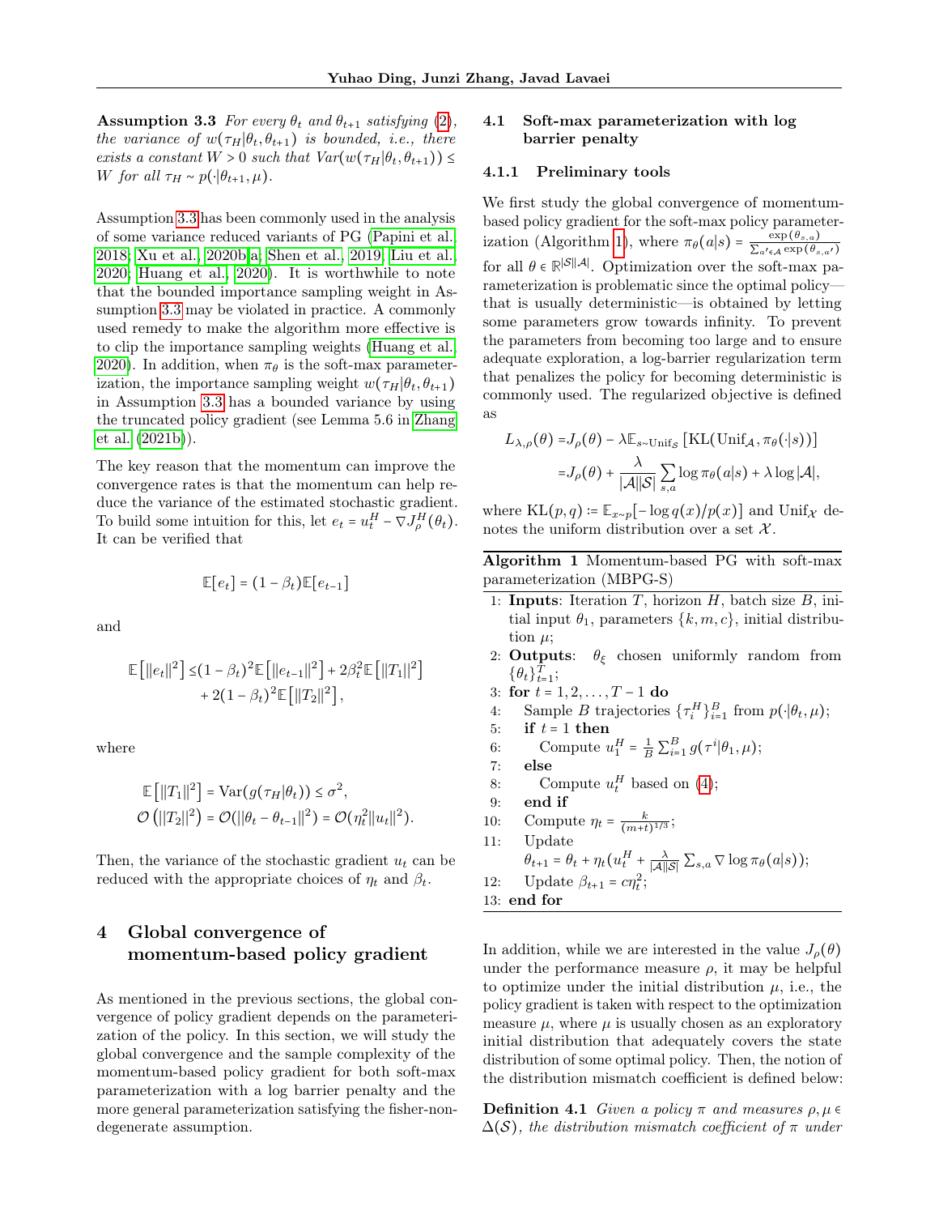**Assumption 3.3** *For every $\theta_t$ and $\theta_{t+1}$ satisfying (2), the variance of $w(\tau_H|\theta_t, \theta_{t+1})$ is bounded, i.e., there exists a constant $W > 0$ such that $Var(w(\tau_H|\theta_t, \theta_{t+1})) \leq W$ for all $\tau_H \sim p(\cdot|\theta_{t+1}, \mu)$.*

Assumption 3.3 has been commonly used in the analysis of some variance reduced variants of PG (Papini et al. 2018; Xu et al., 2020b,a; Shen et al., 2019; Liu et al., 2020; Huang et al., 2020). It is worthwhile to note that the bounded importance sampling weight in Assumption 3.3 may be violated in practice. A commonly used remedy to make the algorithm more effective is to clip the importance sampling weights (Huang et al. 2020). In addition, when $\pi_\theta$ is the soft-max parameterization, the importance sampling weight $w(\tau_H|\theta_t, \theta_{t+1})$ in Assumption 3.3 has a bounded variance by using the truncated policy gradient (see Lemma 5.6 in Zhang et al. (2021b)).

The key reason that the momentum can improve the convergence rates is that the momentum can help reduce the variance of the estimated stochastic gradient. To build some intuition for this, let $e_t = u_t^H - \nabla J_\rho^H(\theta_t)$. It can be verified that

$$\mathbb{E}[e_t] = (1 - \beta_t)\mathbb{E}[e_{t-1}]$$

and

$$\mathbb{E}\left[\|e_t\|^2\right] \leq (1 - \beta_t)^2 \mathbb{E}\left[\|e_{t-1}\|^2\right] + 2\beta_t^2 \mathbb{E}\left[\|T_1\|^2\right] + 2(1 - \beta_t)^2 \mathbb{E}\left[\|T_2\|^2\right],$$

where

$$\mathbb{E}\left[\|T_1\|^2\right] = \mathrm{Var}(g(\tau_H|\theta_t)) \leq \sigma^2,$$
$$\mathcal{O}\left(\|T_2\|^2\right) = \mathcal{O}(\|\theta_t - \theta_{t-1}\|^2) = \mathcal{O}(\eta_t^2 \|u_t\|^2).$$

Then, the variance of the stochastic gradient $u_t$ can be reduced with the appropriate choices of $\eta_t$ and $\beta_t$.

# 4 Global convergence of momentum-based policy gradient

As mentioned in the previous sections, the global convergence of policy gradient depends on the parameterization of the policy. In this section, we will study the global convergence and the sample complexity of the momentum-based policy gradient for both soft-max parameterization with a log barrier penalty and the more general parameterization satisfying the fisher-non-degenerate assumption.

## 4.1 Soft-max parameterization with log barrier penalty

### 4.1.1 Preliminary tools

We first study the global convergence of momentum-based policy gradient for the soft-max policy parameterization (Algorithm 1), where $\pi_\theta(a|s) = \frac{\exp(\theta_{s,a})}{\sum_{a' \in \mathcal{A}} \exp(\theta_{s,a'})}$ for all $\theta \in \mathbb{R}^{|\mathcal{S}||\mathcal{A}|}$. Optimization over the soft-max parameterization is problematic since the optimal policy—that is usually deterministic—is obtained by letting some parameters grow towards infinity. To prevent the parameters from becoming too large and to ensure adequate exploration, a log-barrier regularization term that penalizes the policy for becoming deterministic is commonly used. The regularized objective is defined as

$$\begin{aligned}
L_{\lambda,\rho}(\theta) &= J_\rho(\theta) - \lambda \mathbb{E}_{s \sim \mathrm{Unif}_\mathcal{S}}\left[\mathrm{KL}(\mathrm{Unif}_\mathcal{A}, \pi_\theta(\cdot|s))\right] \\
&= J_\rho(\theta) + \frac{\lambda}{|\mathcal{A}||\mathcal{S}|} \sum_{s,a} \log \pi_\theta(a|s) + \lambda \log |\mathcal{A}|,
\end{aligned}$$

where $\mathrm{KL}(p, q) \coloneqq \mathbb{E}_{x \sim p}[-\log q(x)/p(x)]$ and $\mathrm{Unif}_\mathcal{X}$ denotes the uniform distribution over a set $\mathcal{X}$.

**Algorithm 1** Momentum-based PG with soft-max parameterization (MBPG-S)

```
1:  Inputs: Iteration T, horizon H, batch size B, initial input θ_1, parameters {k, m, c}, initial distribution μ;
2:  Outputs: θ_ξ chosen uniformly random from {θ_t}_{t=1}^T;
3:  for t = 1, 2, ..., T − 1 do
4:      Sample B trajectories {τ_i^H}_{i=1}^B from p(·|θ_t, μ);
5:      if t = 1 then
6:          Compute u_1^H = (1/B) Σ_{i=1}^B g(τ^i|θ_1, μ);
7:      else
8:          Compute u_t^H based on (4);
9:      end if
10:     Compute η_t = k / (m+t)^{1/3};
11:     Update
        θ_{t+1} = θ_t + η_t(u_t^H + (λ/(|A||S|)) Σ_{s,a} ∇ log π_θ(a|s));
12:     Update β_{t+1} = c η_t^2;
13: end for
```

In addition, while we are interested in the value $J_\rho(\theta)$ under the performance measure $\rho$, it may be helpful to optimize under the initial distribution $\mu$, i.e., the policy gradient is taken with respect to the optimization measure $\mu$, where $\mu$ is usually chosen as an exploratory initial distribution that adequately covers the state distribution of some optimal policy. Then, the notion of the distribution mismatch coefficient is defined below:

**Definition 4.1** *Given a policy $\pi$ and measures $\rho, \mu \in \Delta(\mathcal{S})$, the distribution mismatch coefficient of $\pi$ under*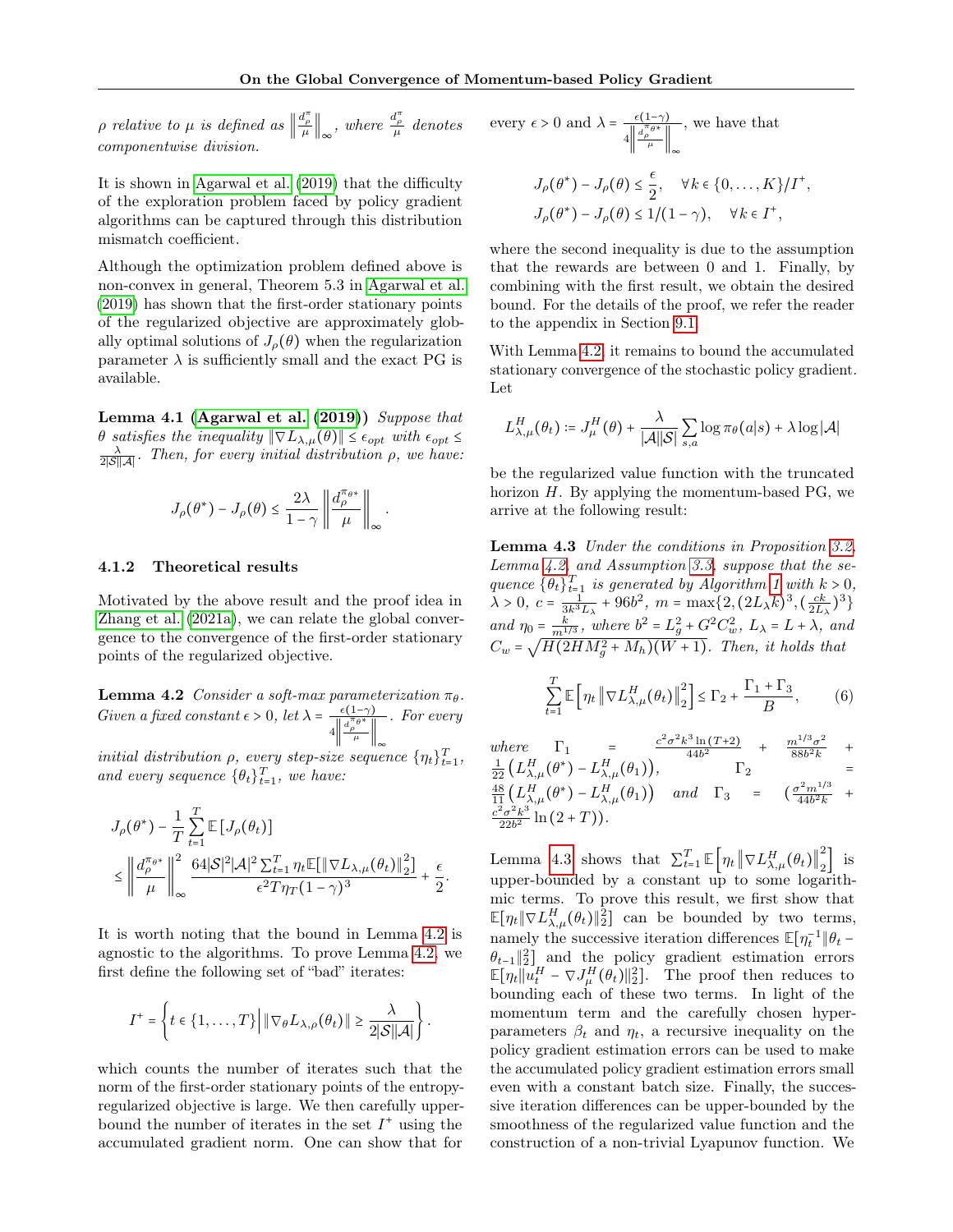*$\rho$ relative to $\mu$ is defined as $\left\|\frac{d_\rho^\pi}{\mu}\right\|_\infty$, where $\frac{d_\rho^\pi}{\mu}$ denotes componentwise division.*

It is shown in Agarwal et al. (2019) that the difficulty of the exploration problem faced by policy gradient algorithms can be captured through this distribution mismatch coefficient.

Although the optimization problem defined above is non-convex in general, Theorem 5.3 in Agarwal et al. (2019) has shown that the first-order stationary points of the regularized objective are approximately globally optimal solutions of $J_\rho(\theta)$ when the regularization parameter $\lambda$ is sufficiently small and the exact PG is available.

**Lemma 4.1 (Agarwal et al. (2019))** *Suppose that $\theta$ satisfies the inequality $\|\nabla L_{\lambda,\mu}(\theta)\| \le \epsilon_{opt}$ with $\epsilon_{opt} \le \frac{\lambda}{2|\mathcal{S}||\mathcal{A}|}$. Then, for every initial distribution $\rho$, we have:*

$$J_\rho(\theta^*) - J_\rho(\theta) \le \frac{2\lambda}{1-\gamma}\left\|\frac{d_\rho^{\pi_{\theta^*}}}{\mu}\right\|_\infty.$$

### 4.1.2 Theoretical results

Motivated by the above result and the proof idea in Zhang et al. (2021a), we can relate the global convergence to the convergence of the first-order stationary points of the regularized objective.

**Lemma 4.2** *Consider a soft-max parameterization $\pi_\theta$. Given a fixed constant $\epsilon > 0$, let $\lambda = \frac{\epsilon(1-\gamma)}{4\left\|\frac{d_\rho^{\pi_{\theta^*}}}{\mu}\right\|_\infty}$. For every initial distribution $\rho$, every step-size sequence $\{\eta_t\}_{t=1}^T$, and every sequence $\{\theta_t\}_{t=1}^T$, we have:*

$$J_\rho(\theta^*) - \frac{1}{T}\sum_{t=1}^T \mathbb{E}\left[J_\rho(\theta_t)\right] \le \left\|\frac{d_\rho^{\pi_{\theta^*}}}{\mu}\right\|_\infty^2 \frac{64|\mathcal{S}|^2|\mathcal{A}|^2\sum_{t=1}^T \eta_t \mathbb{E}[\|\nabla L_{\lambda,\mu}(\theta_t)\|_2^2]}{\epsilon^2 T\eta_T(1-\gamma)^3} + \frac{\epsilon}{2}.$$

It is worth noting that the bound in Lemma 4.2 is agnostic to the algorithms. To prove Lemma 4.2, we first define the following set of "bad" iterates:

$$I^+ = \left\{t \in \{1,\ldots,T\} \,\middle|\, \|\nabla_\theta L_{\lambda,\rho}(\theta_t)\| \ge \frac{\lambda}{2|\mathcal{S}||\mathcal{A}|}\right\}.$$

which counts the number of iterates such that the norm of the first-order stationary points of the entropy-regularized objective is large. We then carefully upper-bound the number of iterates in the set $I^+$ using the accumulated gradient norm. One can show that for every $\epsilon > 0$ and $\lambda = \frac{\epsilon(1-\gamma)}{4\left\|\frac{d_\rho^{\pi_{\theta^*}}}{\mu}\right\|_\infty}$, we have that

$$J_\rho(\theta^*) - J_\rho(\theta) \le \frac{\epsilon}{2}, \quad \forall k \in \{0,\ldots,K\}/I^+,$$
$$J_\rho(\theta^*) - J_\rho(\theta) \le 1/(1-\gamma), \quad \forall k \in I^+,$$

where the second inequality is due to the assumption that the rewards are between 0 and 1. Finally, by combining with the first result, we obtain the desired bound. For the details of the proof, we refer the reader to the appendix in Section 9.1.

With Lemma 4.2, it remains to bound the accumulated stationary convergence of the stochastic policy gradient. Let

$$L_{\lambda,\mu}^H(\theta_t) := J_\mu^H(\theta) + \frac{\lambda}{|\mathcal{A}||\mathcal{S}|}\sum_{s,a}\log \pi_\theta(a|s) + \lambda \log|\mathcal{A}|$$

be the regularized value function with the truncated horizon $H$. By applying the momentum-based PG, we arrive at the following result:

**Lemma 4.3** *Under the conditions in Proposition 3.2, Lemma 4.2, and Assumption 3.3, suppose that the sequence $\{\theta_t\}_{t=1}^T$ is generated by Algorithm 1 with $k > 0$, $\lambda > 0$, $c = \frac{1}{3k^3 L_\lambda} + 96b^2$, $m = \max\{2, (2L_\lambda k)^3, (\frac{ck}{2L_\lambda})^3\}$ and $\eta_0 = \frac{k}{m^{1/3}}$, where $b^2 = L_g^2 + G^2C_w^2$, $L_\lambda = L + \lambda$, and $C_w = \sqrt{H(2HM_g^2 + M_h)(W+1)}$. Then, it holds that*

$$\sum_{t=1}^T \mathbb{E}\left[\eta_t \left\|\nabla L_{\lambda,\mu}^H(\theta_t)\right\|_2^2\right] \le \Gamma_2 + \frac{\Gamma_1 + \Gamma_3}{B}, \tag{6}$$

*where $\Gamma_1 = \frac{c^2\sigma^2k^3\ln(T+2)}{44b^2} + \frac{m^{1/3}\sigma^2}{88b^2k} + \frac{1}{22}\left(L_{\lambda,\mu}^H(\theta^*) - L_{\lambda,\mu}^H(\theta_1)\right)$, $\Gamma_2 = \frac{48}{11}\left(L_{\lambda,\mu}^H(\theta^*) - L_{\lambda,\mu}^H(\theta_1)\right)$ and $\Gamma_3 = (\frac{\sigma^2m^{1/3}}{44b^2k} + \frac{c^2\sigma^2k^3}{22b^2}\ln(2+T))$.*

Lemma 4.3 shows that $\sum_{t=1}^T \mathbb{E}\left[\eta_t\left\|\nabla L_{\lambda,\mu}^H(\theta_t)\right\|_2^2\right]$ is upper-bounded by a constant up to some logarithmic terms. To prove this result, we first show that $\mathbb{E}[\eta_t\|\nabla L_{\lambda,\mu}^H(\theta_t)\|_2^2]$ can be bounded by two terms, namely the successive iteration differences $\mathbb{E}[\eta_t^{-1}\|\theta_t - \theta_{t-1}\|_2^2]$ and the policy gradient estimation errors $\mathbb{E}[\eta_t\|u_t^H - \nabla J_\mu^H(\theta_t)\|_2^2]$. The proof then reduces to bounding each of these two terms. In light of the momentum term and the carefully chosen hyperparameters $\beta_t$ and $\eta_t$, a recursive inequality on the policy gradient estimation errors can be used to make the accumulated policy gradient estimation errors small even with a constant batch size. Finally, the successive iteration differences can be upper-bounded by the smoothness of the regularized value function and the construction of a non-trivial Lyapunov function. We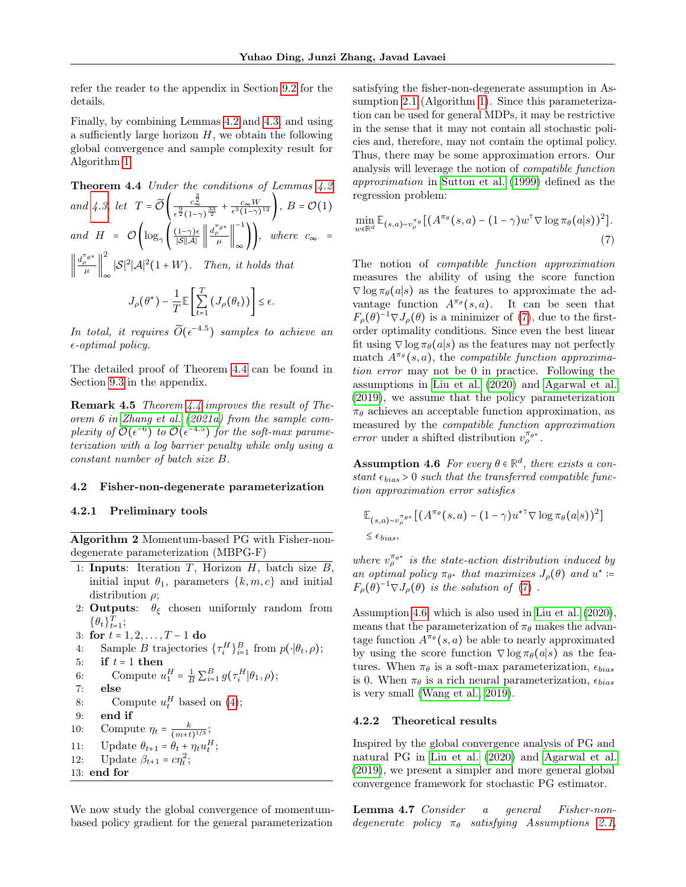refer the reader to the appendix in Section 9.2 for the details.

Finally, by combining Lemmas 4.2 and 4.3, and using a sufficiently large horizon $H$, we obtain the following global convergence and sample complexity result for Algorithm 1.

**Theorem 4.4** *Under the conditions of Lemmas 4.2 and 4.3, let* $T = \widetilde{\mathcal{O}}\left(\frac{c_\infty^{\frac{3}{2}}}{\epsilon^{\frac{9}{2}}(1-\gamma)^{\frac{33}{2}}} + \frac{c_\infty W}{\epsilon^3(1-\gamma)^{12}}\right)$, $B = \mathcal{O}(1)$ *and* $H = \mathcal{O}\left(\log_\gamma\left(\frac{(1-\gamma)\epsilon}{|\mathcal{S}||\mathcal{A}|}\left\|\frac{d_\rho^{\pi_{\theta^*}}}{\mu}\right\|_\infty^{-1}\right)\right)$, *where* $c_\infty = \left\|\frac{d_\rho^{\pi_{\theta^*}}}{\mu}\right\|_\infty^2 |\mathcal{S}|^2|\mathcal{A}|^2(1+W)$. *Then, it holds that*

$$J_\rho(\theta^*) - \frac{1}{T}\mathbb{E}\left[\sum_{t=1}^{T}\left(J_\rho(\theta_t)\right)\right] \le \epsilon.$$

*In total, it requires* $\widetilde{\mathcal{O}}(\epsilon^{-4.5})$ *samples to achieve an* $\epsilon$*-optimal policy.*

The detailed proof of Theorem 4.4 can be found in Section 9.3 in the appendix.

**Remark 4.5** *Theorem 4.4 improves the result of Theorem 6 in Zhang et al. (2021a) from the sample complexity of* $\widetilde{\mathcal{O}}(\epsilon^{-6})$ *to* $\widetilde{\mathcal{O}}(\epsilon^{-4.5})$ *for the soft-max parameterization with a log barrier penalty while only using a constant number of batch size* $B$.

### 4.2 Fisher-non-degenerate parameterization

#### 4.2.1 Preliminary tools

**Algorithm 2** Momentum-based PG with Fisher-non-degenerate parameterization (MBPG-F)

1: **Inputs**: Iteration $T$, Horizon $H$, batch size $B$, initial input $\theta_1$, parameters $\{k, m, c\}$ and initial distribution $\rho$;
2: **Outputs**: $\theta_\xi$ chosen uniformly random from $\{\theta_t\}_{t=1}^T$;
3: **for** $t = 1, 2, \dots, T-1$ **do**
4: Sample $B$ trajectories $\{\tau_i^H\}_{i=1}^B$ from $p(\cdot|\theta_t, \rho)$;
5: **if** $t = 1$ **then**
6: Compute $u_1^H = \frac{1}{B}\sum_{i=1}^B g(\tau_i^H|\theta_1, \rho)$;
7: **else**
8: Compute $u_t^H$ based on (4);
9: **end if**
10: Compute $\eta_t = \frac{k}{(m+t)^{1/3}}$;
11: Update $\theta_{t+1} = \theta_t + \eta_t u_t^H$;
12: Update $\beta_{t+1} = c\eta_t^2$;
13: **end for**

We now study the global convergence of momentum-based policy gradient for the general parameterization satisfying the fisher-non-degenerate assumption in Assumption 2.1 (Algorithm 1). Since this parameterization can be used for general MDPs, it may be restrictive in the sense that it may not contain all stochastic policies and, therefore, may not contain the optimal policy. Thus, there may be some approximation errors. Our analysis will leverage the notion of *compatible function approximation* in Sutton et al. (1999) defined as the regression problem:

$$\min_{w\in\mathbb{R}^d} \mathbb{E}_{(s,a)\sim v_\rho^{\pi_\theta}}\left[\left(A^{\pi_\theta}(s,a) - (1-\gamma)w^\top \nabla\log\pi_\theta(a|s)\right)^2\right]. \tag{7}$$

The notion of *compatible function approximation* measures the ability of using the score function $\nabla\log\pi_\theta(a|s)$ as the features to approximate the advantage function $A^{\pi_\theta}(s,a)$. It can be seen that $F_\rho(\theta)^{-1}\nabla J_\rho(\theta)$ is a minimizer of (7), due to the first-order optimality conditions. Since even the best linear fit using $\nabla\log\pi_\theta(a|s)$ as the features may not perfectly match $A^{\pi_\theta}(s,a)$, the *compatible function approximation error* may not be 0 in practice. Following the assumptions in Liu et al. (2020) and Agarwal et al. (2019), we assume that the policy parameterization $\pi_\theta$ achieves an acceptable function approximation, as measured by the *compatible function approximation error* under a shifted distribution $v_\rho^{\pi_{\theta^*}}$.

**Assumption 4.6** *For every* $\theta \in \mathbb{R}^d$, *there exists a constant* $\epsilon_{bias} > 0$ *such that the transferred compatible function approximation error satisfies*

$$\mathbb{E}_{(s,a)\sim v_\rho^{\pi_{\theta^*}}}\left[\left(A^{\pi_\theta}(s,a) - (1-\gamma)u^{*\top}\nabla\log\pi_\theta(a|s)\right)^2\right] \le \epsilon_{bias},$$

*where* $v_\rho^{\pi_{\theta^*}}$ *is the state-action distribution induced by an optimal policy* $\pi_{\theta^*}$ *that maximizes* $J_\rho(\theta)$ *and* $u^* := F_\rho(\theta)^{-1}\nabla J_\rho(\theta)$ *is the solution of (7).*

Assumption 4.6, which is also used in Liu et al. (2020), means that the parameterization of $\pi_\theta$ makes the advantage function $A^{\pi_\theta}(s,a)$ be able to nearly approximated by using the score function $\nabla\log\pi_\theta(a|s)$ as the features. When $\pi_\theta$ is a soft-max parameterization, $\epsilon_{bias}$ is 0. When $\pi_\theta$ is a rich neural parameterization, $\epsilon_{bias}$ is very small (Wang et al., 2019).

#### 4.2.2 Theoretical results

Inspired by the global convergence analysis of PG and natural PG in Liu et al. (2020) and Agarwal et al. (2019), we present a simpler and more general global convergence framework for stochastic PG estimator.

**Lemma 4.7** *Consider a general Fisher-non-degenerate policy* $\pi_\theta$ *satisfying Assumptions 2.1,*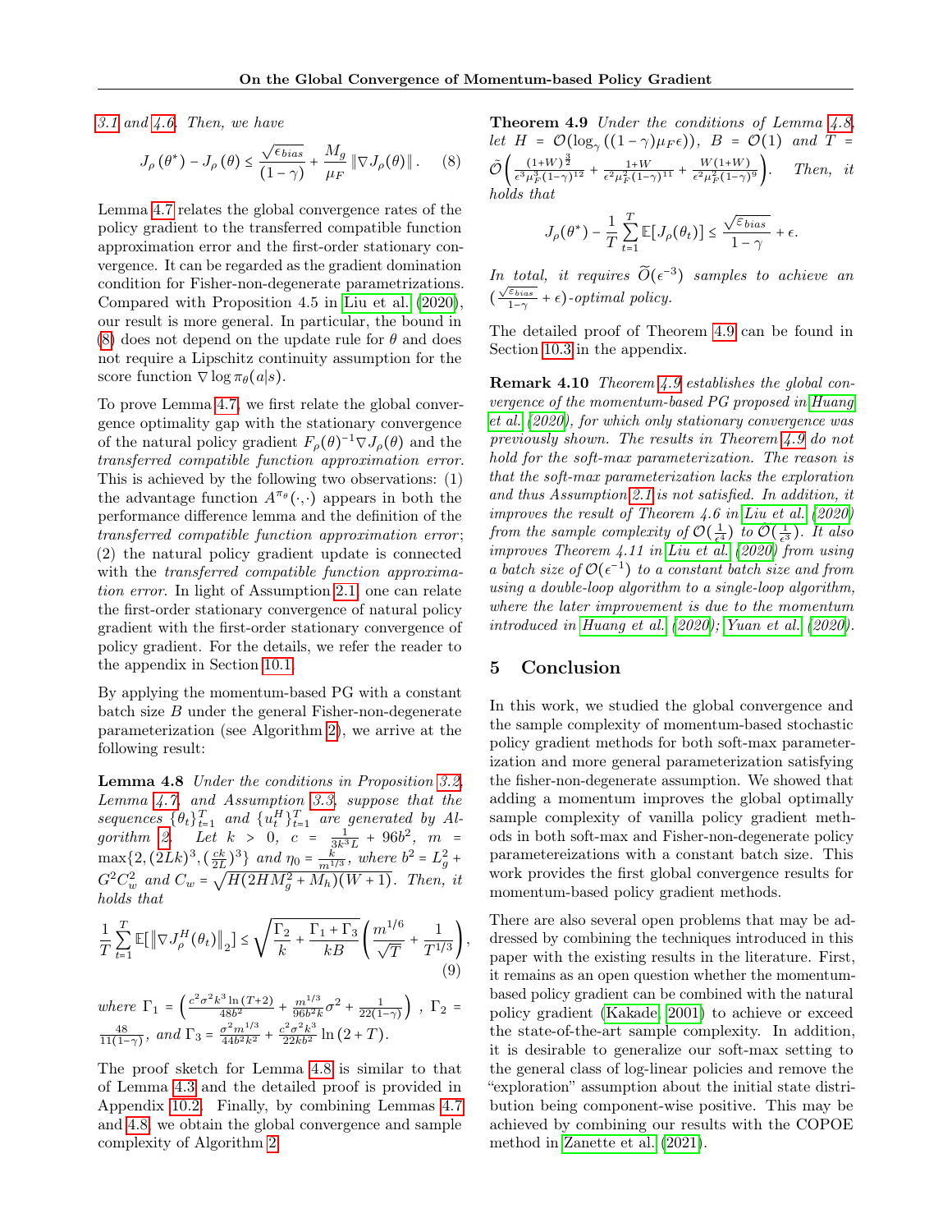3.1 and 4.6. Then, we have

$$J_\rho(\theta^*) - J_\rho(\theta) \le \frac{\sqrt{\epsilon_{bias}}}{(1-\gamma)} + \frac{M_g}{\mu_F}\|\nabla J_\rho(\theta)\|. \quad (8)$$

Lemma 4.7 relates the global convergence rates of the policy gradient to the transferred compatible function approximation error and the first-order stationary convergence. It can be regarded as the gradient domination condition for Fisher-non-degenerate parametrizations. Compared with Proposition 4.5 in Liu et al. (2020), our result is more general. In particular, the bound in (8) does not depend on the update rule for $\theta$ and does not require a Lipschitz continuity assumption for the score function $\nabla \log \pi_\theta(a|s)$.

To prove Lemma 4.7, we first relate the global convergence optimality gap with the stationary convergence of the natural policy gradient $F_\rho(\theta)^{-1}\nabla J_\rho(\theta)$ and the *transferred compatible function approximation error*. This is achieved by the following two observations: (1) the advantage function $A^{\pi_\theta}(\cdot,\cdot)$ appears in both the performance difference lemma and the definition of the *transferred compatible function approximation error*; (2) the natural policy gradient update is connected with the *transferred compatible function approximation error*. In light of Assumption 2.1, one can relate the first-order stationary convergence of natural policy gradient with the first-order stationary convergence of policy gradient. For the details, we refer the reader to the appendix in Section 10.1.

By applying the momentum-based PG with a constant batch size $B$ under the general Fisher-non-degenerate parameterization (see Algorithm 2), we arrive at the following result:

**Lemma 4.8** *Under the conditions in Proposition 3.2, Lemma 4.7, and Assumption 3.3, suppose that the sequences $\{\theta_t\}_{t=1}^T$ and $\{u_t^H\}_{t=1}^T$ are generated by Algorithm 2. Let $k > 0$, $c = \frac{1}{3k^3L} + 96b^2$, $m = \max\{2,(2Lk)^3,(\frac{ck}{2L})^3\}$ and $\eta_0 = \frac{k}{m^{1/3}}$, where $b^2 = L_g^2 + G^2C_w^2$ and $C_w = \sqrt{H(2HM_g^2 + M_h)(W+1)}$. Then, it holds that*

$$\frac{1}{T}\sum_{t=1}^T \mathbb{E}[\|\nabla J_\rho^H(\theta_t)\|_2] \le \sqrt{\frac{\Gamma_2}{k} + \frac{\Gamma_1+\Gamma_3}{kB}}\left(\frac{m^{1/6}}{\sqrt{T}} + \frac{1}{T^{1/3}}\right), \quad (9)$$

*where $\Gamma_1 = \left(\frac{c^2\sigma^2k^3\ln(T+2)}{48b^2} + \frac{m^{1/3}}{96b^2k}\sigma^2 + \frac{1}{22(1-\gamma)}\right)$, $\Gamma_2 = \frac{48}{11(1-\gamma)}$, and $\Gamma_3 = \frac{\sigma^2m^{1/3}}{44b^2k^2} + \frac{c^2\sigma^2k^3}{22kb^2}\ln(2+T)$.*

The proof sketch for Lemma 4.8 is similar to that of Lemma 4.3 and the detailed proof is provided in Appendix 10.2. Finally, by combining Lemmas 4.7 and 4.8, we obtain the global convergence and sample complexity of Algorithm 2.

**Theorem 4.9** *Under the conditions of Lemma 4.8, let $H = \mathcal{O}(\log_\gamma((1-\gamma)\mu_F\epsilon))$, $B = \mathcal{O}(1)$ and $T = \tilde{\mathcal{O}}\left(\frac{(1+W)^{\frac{3}{2}}}{\epsilon^3\mu_F^3(1-\gamma)^{12}} + \frac{1+W}{\epsilon^2\mu_F^2(1-\gamma)^{11}} + \frac{W(1+W)}{\epsilon^2\mu_F^2(1-\gamma)^9}\right)$. Then, it holds that*

$$J_\rho(\theta^*) - \frac{1}{T}\sum_{t=1}^T \mathbb{E}[J_\rho(\theta_t)] \le \frac{\sqrt{\varepsilon_{bias}}}{1-\gamma} + \epsilon.$$

*In total, it requires $\widetilde{\mathcal{O}}(\epsilon^{-3})$ samples to achieve an $(\frac{\sqrt{\varepsilon_{bias}}}{1-\gamma} + \epsilon)$-optimal policy.*

The detailed proof of Theorem 4.9 can be found in Section 10.3 in the appendix.

**Remark 4.10** *Theorem 4.9 establishes the global convergence of the momentum-based PG proposed in Huang et al. (2020), for which only stationary convergence was previously shown. The results in Theorem 4.9 do not hold for the soft-max parameterization. The reason is that the soft-max parameterization lacks the exploration and thus Assumption 2.1 is not satisfied. In addition, it improves the result of Theorem 4.6 in Liu et al. (2020) from the sample complexity of $\mathcal{O}(\frac{1}{\epsilon^4})$ to $\tilde{\mathcal{O}}(\frac{1}{\epsilon^3})$. It also improves Theorem 4.11 in Liu et al. (2020) from using a batch size of $\mathcal{O}(\epsilon^{-1})$ to a constant batch size and from using a double-loop algorithm to a single-loop algorithm, where the later improvement is due to the momentum introduced in Huang et al. (2020); Yuan et al. (2020).*

## 5 Conclusion

In this work, we studied the global convergence and the sample complexity of momentum-based stochastic policy gradient methods for both soft-max parameterization and more general parameterization satisfying the fisher-non-degenerate assumption. We showed that adding a momentum improves the global optimally sample complexity of vanilla policy gradient methods in both soft-max and Fisher-non-degenerate policy parametereizations with a constant batch size. This work provides the first global convergence results for momentum-based policy gradient methods.

There are also several open problems that may be addressed by combining the techniques introduced in this paper with the existing results in the literature. First, it remains as an open question whether the momentum-based policy gradient can be combined with the natural policy gradient (Kakade, 2001) to achieve or exceed the state-of-the-art sample complexity. In addition, it is desirable to generalize our soft-max setting to the general class of log-linear policies and remove the "exploration" assumption about the initial state distribution being component-wise positive. This may be achieved by combining our results with the COPOE method in Zanette et al. (2021).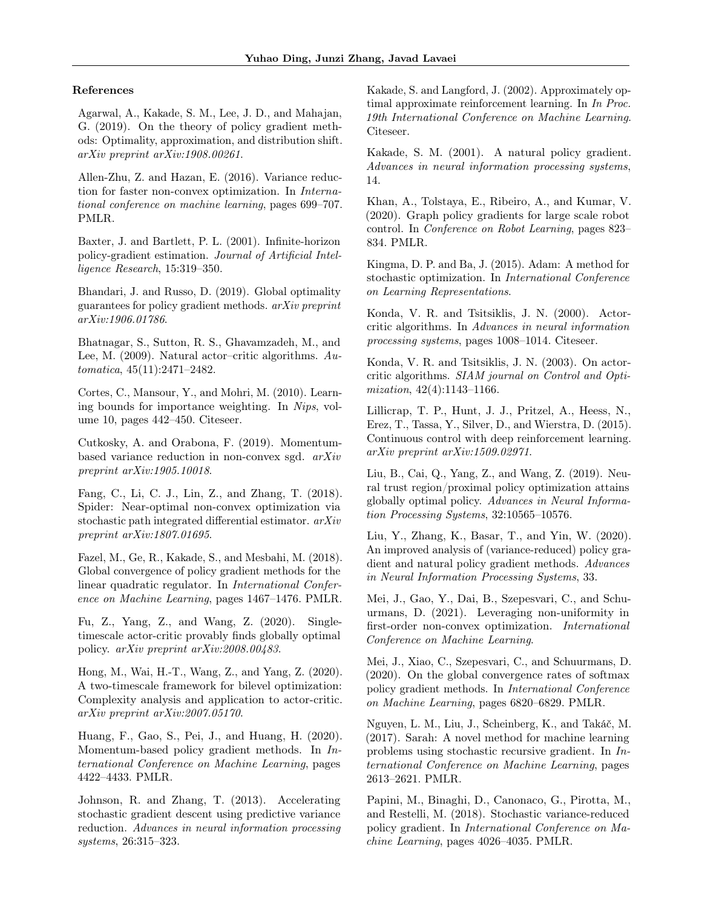### References

Agarwal, A., Kakade, S. M., Lee, J. D., and Mahajan, G. (2019). On the theory of policy gradient methods: Optimality, approximation, and distribution shift. *arXiv preprint arXiv:1908.00261*.

Allen-Zhu, Z. and Hazan, E. (2016). Variance reduction for faster non-convex optimization. In *International conference on machine learning*, pages 699–707. PMLR.

Baxter, J. and Bartlett, P. L. (2001). Infinite-horizon policy-gradient estimation. *Journal of Artificial Intelligence Research*, 15:319–350.

Bhandari, J. and Russo, D. (2019). Global optimality guarantees for policy gradient methods. *arXiv preprint arXiv:1906.01786*.

Bhatnagar, S., Sutton, R. S., Ghavamzadeh, M., and Lee, M. (2009). Natural actor–critic algorithms. *Automatica*, 45(11):2471–2482.

Cortes, C., Mansour, Y., and Mohri, M. (2010). Learning bounds for importance weighting. In *Nips*, volume 10, pages 442–450. Citeseer.

Cutkosky, A. and Orabona, F. (2019). Momentum-based variance reduction in non-convex sgd. *arXiv preprint arXiv:1905.10018*.

Fang, C., Li, C. J., Lin, Z., and Zhang, T. (2018). Spider: Near-optimal non-convex optimization via stochastic path integrated differential estimator. *arXiv preprint arXiv:1807.01695*.

Fazel, M., Ge, R., Kakade, S., and Mesbahi, M. (2018). Global convergence of policy gradient methods for the linear quadratic regulator. In *International Conference on Machine Learning*, pages 1467–1476. PMLR.

Fu, Z., Yang, Z., and Wang, Z. (2020). Single-timescale actor-critic provably finds globally optimal policy. *arXiv preprint arXiv:2008.00483*.

Hong, M., Wai, H.-T., Wang, Z., and Yang, Z. (2020). A two-timescale framework for bilevel optimization: Complexity analysis and application to actor-critic. *arXiv preprint arXiv:2007.05170*.

Huang, F., Gao, S., Pei, J., and Huang, H. (2020). Momentum-based policy gradient methods. In *International Conference on Machine Learning*, pages 4422–4433. PMLR.

Johnson, R. and Zhang, T. (2013). Accelerating stochastic gradient descent using predictive variance reduction. *Advances in neural information processing systems*, 26:315–323.

Kakade, S. and Langford, J. (2002). Approximately optimal approximate reinforcement learning. In *In Proc. 19th International Conference on Machine Learning*. Citeseer.

Kakade, S. M. (2001). A natural policy gradient. *Advances in neural information processing systems*, 14.

Khan, A., Tolstaya, E., Ribeiro, A., and Kumar, V. (2020). Graph policy gradients for large scale robot control. In *Conference on Robot Learning*, pages 823–834. PMLR.

Kingma, D. P. and Ba, J. (2015). Adam: A method for stochastic optimization. In *International Conference on Learning Representations*.

Konda, V. R. and Tsitsiklis, J. N. (2000). Actor-critic algorithms. In *Advances in neural information processing systems*, pages 1008–1014. Citeseer.

Konda, V. R. and Tsitsiklis, J. N. (2003). On actor-critic algorithms. *SIAM journal on Control and Optimization*, 42(4):1143–1166.

Lillicrap, T. P., Hunt, J. J., Pritzel, A., Heess, N., Erez, T., Tassa, Y., Silver, D., and Wierstra, D. (2015). Continuous control with deep reinforcement learning. *arXiv preprint arXiv:1509.02971*.

Liu, B., Cai, Q., Yang, Z., and Wang, Z. (2019). Neural trust region/proximal policy optimization attains globally optimal policy. *Advances in Neural Information Processing Systems*, 32:10565–10576.

Liu, Y., Zhang, K., Basar, T., and Yin, W. (2020). An improved analysis of (variance-reduced) policy gradient and natural policy gradient methods. *Advances in Neural Information Processing Systems*, 33.

Mei, J., Gao, Y., Dai, B., Szepesvari, C., and Schuurmans, D. (2021). Leveraging non-uniformity in first-order non-convex optimization. *International Conference on Machine Learning*.

Mei, J., Xiao, C., Szepesvari, C., and Schuurmans, D. (2020). On the global convergence rates of softmax policy gradient methods. In *International Conference on Machine Learning*, pages 6820–6829. PMLR.

Nguyen, L. M., Liu, J., Scheinberg, K., and Takáč, M. (2017). Sarah: A novel method for machine learning problems using stochastic recursive gradient. In *International Conference on Machine Learning*, pages 2613–2621. PMLR.

Papini, M., Binaghi, D., Canonaco, G., Pirotta, M., and Restelli, M. (2018). Stochastic variance-reduced policy gradient. In *International Conference on Machine Learning*, pages 4026–4035. PMLR.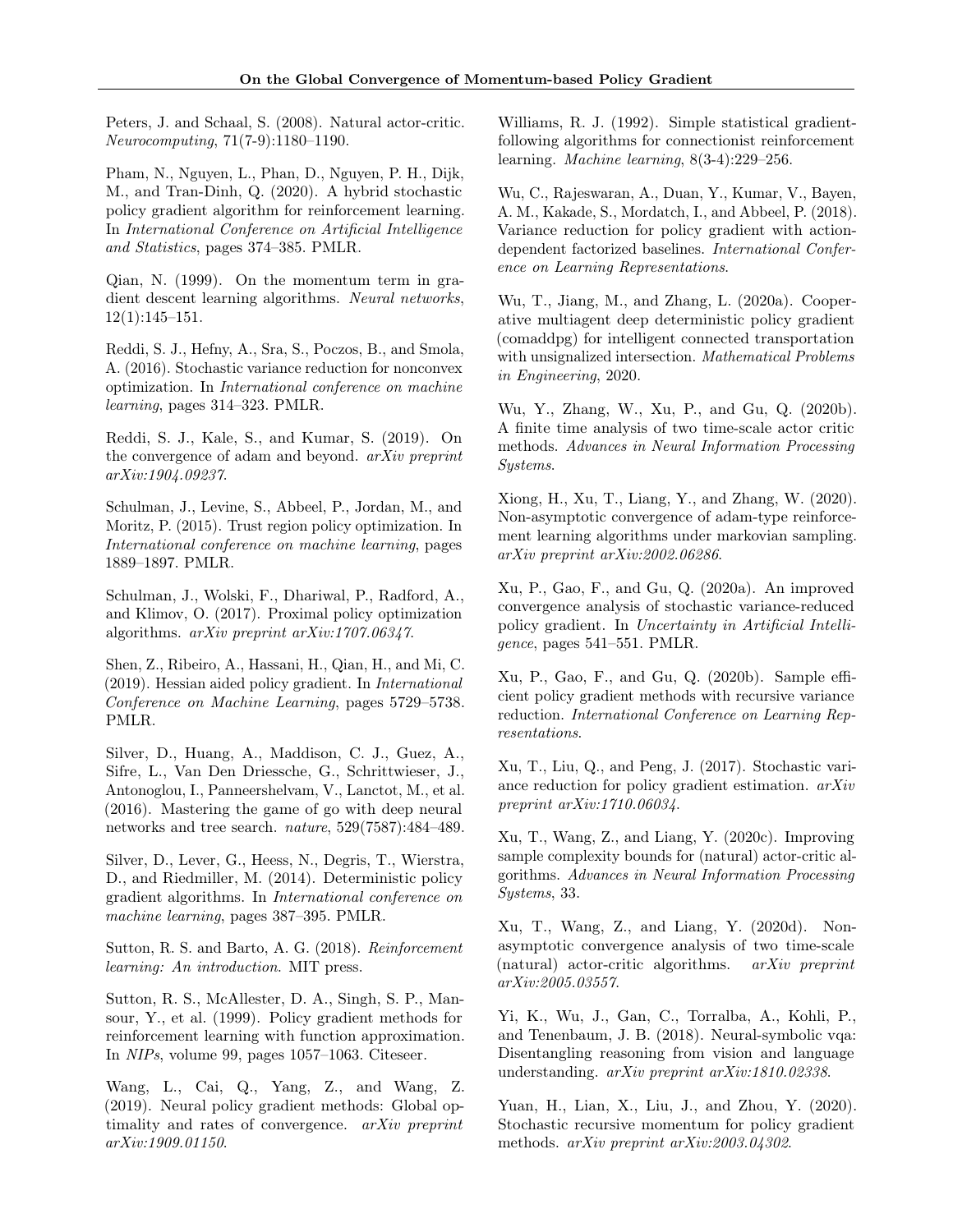Peters, J. and Schaal, S. (2008). Natural actor-critic. *Neurocomputing*, 71(7-9):1180–1190.

Pham, N., Nguyen, L., Phan, D., Nguyen, P. H., Dijk, M., and Tran-Dinh, Q. (2020). A hybrid stochastic policy gradient algorithm for reinforcement learning. In *International Conference on Artificial Intelligence and Statistics*, pages 374–385. PMLR.

Qian, N. (1999). On the momentum term in gradient descent learning algorithms. *Neural networks*, 12(1):145–151.

Reddi, S. J., Hefny, A., Sra, S., Poczos, B., and Smola, A. (2016). Stochastic variance reduction for nonconvex optimization. In *International conference on machine learning*, pages 314–323. PMLR.

Reddi, S. J., Kale, S., and Kumar, S. (2019). On the convergence of adam and beyond. *arXiv preprint arXiv:1904.09237*.

Schulman, J., Levine, S., Abbeel, P., Jordan, M., and Moritz, P. (2015). Trust region policy optimization. In *International conference on machine learning*, pages 1889–1897. PMLR.

Schulman, J., Wolski, F., Dhariwal, P., Radford, A., and Klimov, O. (2017). Proximal policy optimization algorithms. *arXiv preprint arXiv:1707.06347*.

Shen, Z., Ribeiro, A., Hassani, H., Qian, H., and Mi, C. (2019). Hessian aided policy gradient. In *International Conference on Machine Learning*, pages 5729–5738. PMLR.

Silver, D., Huang, A., Maddison, C. J., Guez, A., Sifre, L., Van Den Driessche, G., Schrittwieser, J., Antonoglou, I., Panneershelvam, V., Lanctot, M., et al. (2016). Mastering the game of go with deep neural networks and tree search. *nature*, 529(7587):484–489.

Silver, D., Lever, G., Heess, N., Degris, T., Wierstra, D., and Riedmiller, M. (2014). Deterministic policy gradient algorithms. In *International conference on machine learning*, pages 387–395. PMLR.

Sutton, R. S. and Barto, A. G. (2018). *Reinforcement learning: An introduction*. MIT press.

Sutton, R. S., McAllester, D. A., Singh, S. P., Mansour, Y., et al. (1999). Policy gradient methods for reinforcement learning with function approximation. In *NIPs*, volume 99, pages 1057–1063. Citeseer.

Wang, L., Cai, Q., Yang, Z., and Wang, Z. (2019). Neural policy gradient methods: Global optimality and rates of convergence. *arXiv preprint arXiv:1909.01150*.

Williams, R. J. (1992). Simple statistical gradient-following algorithms for connectionist reinforcement learning. *Machine learning*, 8(3-4):229–256.

Wu, C., Rajeswaran, A., Duan, Y., Kumar, V., Bayen, A. M., Kakade, S., Mordatch, I., and Abbeel, P. (2018). Variance reduction for policy gradient with action-dependent factorized baselines. *International Conference on Learning Representations*.

Wu, T., Jiang, M., and Zhang, L. (2020a). Cooperative multiagent deep deterministic policy gradient (comaddpg) for intelligent connected transportation with unsignalized intersection. *Mathematical Problems in Engineering*, 2020.

Wu, Y., Zhang, W., Xu, P., and Gu, Q. (2020b). A finite time analysis of two time-scale actor critic methods. *Advances in Neural Information Processing Systems*.

Xiong, H., Xu, T., Liang, Y., and Zhang, W. (2020). Non-asymptotic convergence of adam-type reinforcement learning algorithms under markovian sampling. *arXiv preprint arXiv:2002.06286*.

Xu, P., Gao, F., and Gu, Q. (2020a). An improved convergence analysis of stochastic variance-reduced policy gradient. In *Uncertainty in Artificial Intelligence*, pages 541–551. PMLR.

Xu, P., Gao, F., and Gu, Q. (2020b). Sample efficient policy gradient methods with recursive variance reduction. *International Conference on Learning Representations*.

Xu, T., Liu, Q., and Peng, J. (2017). Stochastic variance reduction for policy gradient estimation. *arXiv preprint arXiv:1710.06034*.

Xu, T., Wang, Z., and Liang, Y. (2020c). Improving sample complexity bounds for (natural) actor-critic algorithms. *Advances in Neural Information Processing Systems*, 33.

Xu, T., Wang, Z., and Liang, Y. (2020d). Non-asymptotic convergence analysis of two time-scale (natural) actor-critic algorithms. *arXiv preprint arXiv:2005.03557*.

Yi, K., Wu, J., Gan, C., Torralba, A., Kohli, P., and Tenenbaum, J. B. (2018). Neural-symbolic vqa: Disentangling reasoning from vision and language understanding. *arXiv preprint arXiv:1810.02338*.

Yuan, H., Lian, X., Liu, J., and Zhou, Y. (2020). Stochastic recursive momentum for policy gradient methods. *arXiv preprint arXiv:2003.04302*.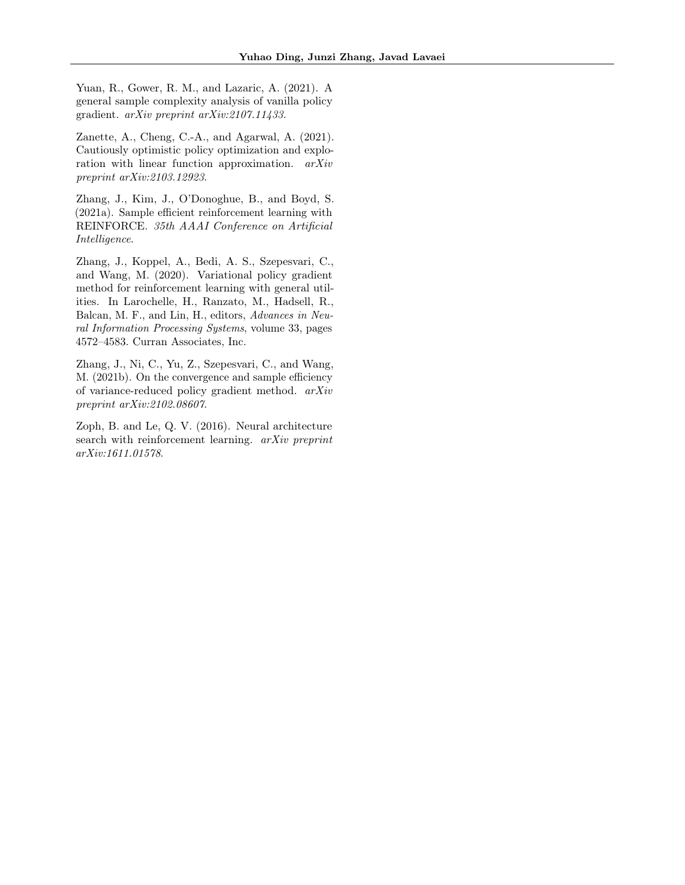Yuan, R., Gower, R. M., and Lazaric, A. (2021). A general sample complexity analysis of vanilla policy gradient. *arXiv preprint arXiv:2107.11433*.

Zanette, A., Cheng, C.-A., and Agarwal, A. (2021). Cautiously optimistic policy optimization and exploration with linear function approximation. *arXiv preprint arXiv:2103.12923*.

Zhang, J., Kim, J., O'Donoghue, B., and Boyd, S. (2021a). Sample efficient reinforcement learning with REINFORCE. *35th AAAI Conference on Artificial Intelligence*.

Zhang, J., Koppel, A., Bedi, A. S., Szepesvari, C., and Wang, M. (2020). Variational policy gradient method for reinforcement learning with general utilities. In Larochelle, H., Ranzato, M., Hadsell, R., Balcan, M. F., and Lin, H., editors, *Advances in Neural Information Processing Systems*, volume 33, pages 4572–4583. Curran Associates, Inc.

Zhang, J., Ni, C., Yu, Z., Szepesvari, C., and Wang, M. (2021b). On the convergence and sample efficiency of variance-reduced policy gradient method. *arXiv preprint arXiv:2102.08607*.

Zoph, B. and Le, Q. V. (2016). Neural architecture search with reinforcement learning. *arXiv preprint arXiv:1611.01578*.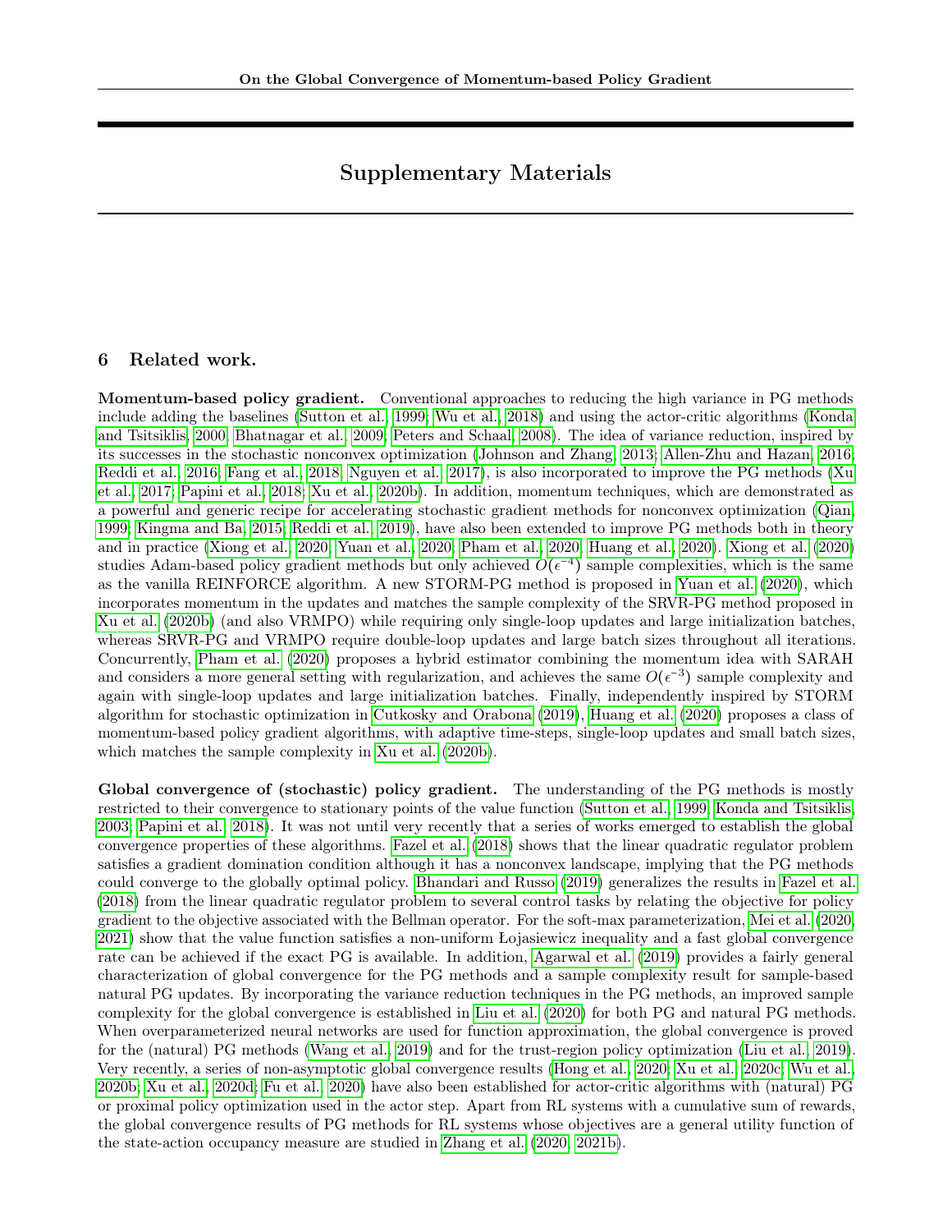# Supplementary Materials

## 6 Related work.

**Momentum-based policy gradient.** Conventional approaches to reducing the high variance in PG methods include adding the baselines (Sutton et al., 1999; Wu et al., 2018) and using the actor-critic algorithms (Konda and Tsitsiklis, 2000; Bhatnagar et al., 2009; Peters and Schaal, 2008). The idea of variance reduction, inspired by its successes in the stochastic nonconvex optimization (Johnson and Zhang, 2013; Allen-Zhu and Hazan, 2016; Reddi et al., 2016; Fang et al., 2018; Nguyen et al., 2017), is also incorporated to improve the PG methods (Xu et al., 2017; Papini et al., 2018; Xu et al., 2020b). In addition, momentum techniques, which are demonstrated as a powerful and generic recipe for accelerating stochastic gradient methods for nonconvex optimization (Qian, 1999; Kingma and Ba, 2015; Reddi et al., 2019), have also been extended to improve PG methods both in theory and in practice (Xiong et al., 2020; Yuan et al., 2020; Pham et al., 2020; Huang et al., 2020). Xiong et al. (2020) studies Adam-based policy gradient methods but only achieved $O(\epsilon^{-4})$ sample complexities, which is the same as the vanilla REINFORCE algorithm. A new STORM-PG method is proposed in Yuan et al. (2020), which incorporates momentum in the updates and matches the sample complexity of the SRVR-PG method proposed in Xu et al. (2020b) (and also VRMPO) while requiring only single-loop updates and large initialization batches, whereas SRVR-PG and VRMPO require double-loop updates and large batch sizes throughout all iterations. Concurrently, Pham et al. (2020) proposes a hybrid estimator combining the momentum idea with SARAH and considers a more general setting with regularization, and achieves the same $O(\epsilon^{-3})$ sample complexity and again with single-loop updates and large initialization batches. Finally, independently inspired by STORM algorithm for stochastic optimization in Cutkosky and Orabona (2019), Huang et al. (2020) proposes a class of momentum-based policy gradient algorithms, with adaptive time-steps, single-loop updates and small batch sizes, which matches the sample complexity in Xu et al. (2020b).

**Global convergence of (stochastic) policy gradient.** The understanding of the PG methods is mostly restricted to their convergence to stationary points of the value function (Sutton et al., 1999; Konda and Tsitsiklis, 2003; Papini et al., 2018). It was not until very recently that a series of works emerged to establish the global convergence properties of these algorithms. Fazel et al. (2018) shows that the linear quadratic regulator problem satisfies a gradient domination condition although it has a nonconvex landscape, implying that the PG methods could converge to the globally optimal policy. Bhandari and Russo (2019) generalizes the results in Fazel et al. (2018) from the linear quadratic regulator problem to several control tasks by relating the objective for policy gradient to the objective associated with the Bellman operator. For the soft-max parameterization, Mei et al. (2020, 2021) show that the value function satisfies a non-uniform Łojasiewicz inequality and a fast global convergence rate can be achieved if the exact PG is available. In addition, Agarwal et al. (2019) provides a fairly general characterization of global convergence for the PG methods and a sample complexity result for sample-based natural PG updates. By incorporating the variance reduction techniques in the PG methods, an improved sample complexity for the global convergence is established in Liu et al. (2020) for both PG and natural PG methods. When overparameterized neural networks are used for function approximation, the global convergence is proved for the (natural) PG methods (Wang et al., 2019) and for the trust-region policy optimization (Liu et al., 2019). Very recently, a series of non-asymptotic global convergence results (Hong et al., 2020; Xu et al., 2020c; Wu et al., 2020b; Xu et al., 2020d; Fu et al., 2020) have also been established for actor-critic algorithms with (natural) PG or proximal policy optimization used in the actor step. Apart from RL systems with a cumulative sum of rewards, the global convergence results of PG methods for RL systems whose objectives are a general utility function of the state-action occupancy measure are studied in Zhang et al. (2020, 2021b).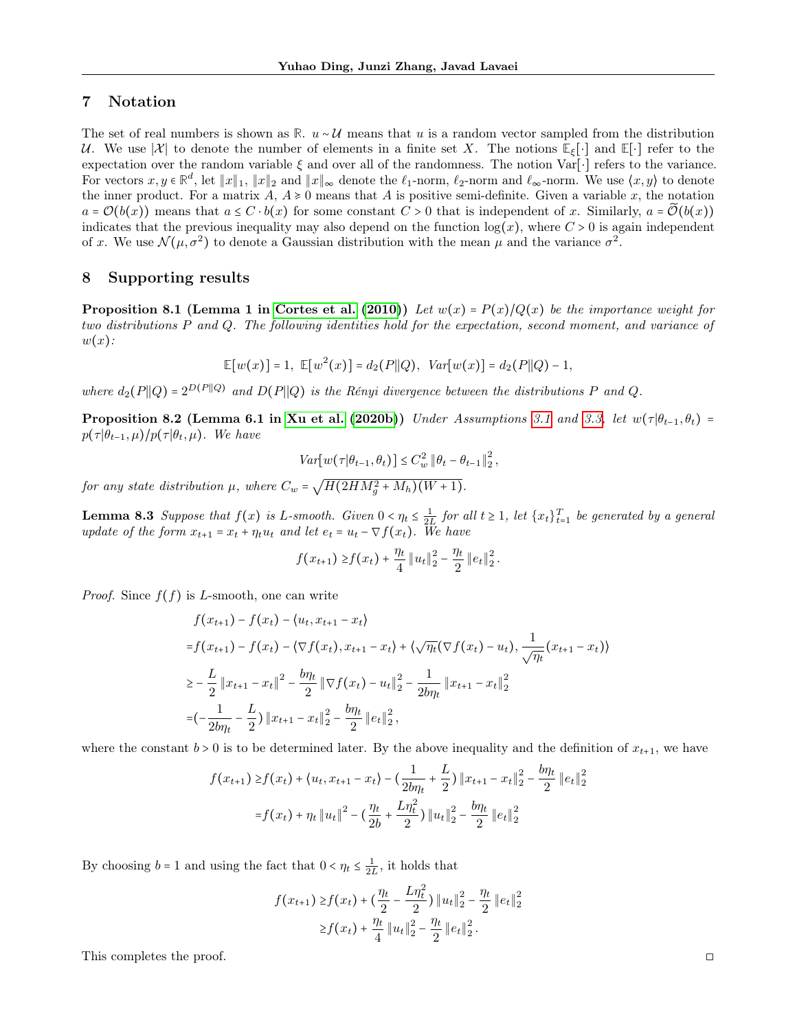## 7 Notation

The set of real numbers is shown as $\mathbb{R}$. $u \sim \mathcal{U}$ means that $u$ is a random vector sampled from the distribution $\mathcal{U}$. We use $|\mathcal{X}|$ to denote the number of elements in a finite set $X$. The notions $\mathbb{E}_\xi[\cdot]$ and $\mathbb{E}[\cdot]$ refer to the expectation over the random variable $\xi$ and over all of the randomness. The notion $\mathrm{Var}[\cdot]$ refers to the variance. For vectors $x, y \in \mathbb{R}^d$, let $\|x\|_1$, $\|x\|_2$ and $\|x\|_\infty$ denote the $\ell_1$-norm, $\ell_2$-norm and $\ell_\infty$-norm. We use $\langle x, y\rangle$ to denote the inner product. For a matrix $A$, $A \succcurlyeq 0$ means that $A$ is positive semi-definite. Given a variable $x$, the notation $a = \mathcal{O}(b(x))$ means that $a \leq C \cdot b(x)$ for some constant $C > 0$ that is independent of $x$. Similarly, $a = \widetilde{\mathcal{O}}(b(x))$ indicates that the previous inequality may also depend on the function $\log(x)$, where $C > 0$ is again independent of $x$. We use $\mathcal{N}(\mu, \sigma^2)$ to denote a Gaussian distribution with the mean $\mu$ and the variance $\sigma^2$.

## 8 Supporting results

**Proposition 8.1 (Lemma 1 in Cortes et al. (2010))** *Let $w(x) = P(x)/Q(x)$ be the importance weight for two distributions $P$ and $Q$. The following identities hold for the expectation, second moment, and variance of $w(x)$:*

$$\mathbb{E}[w(x)] = 1, \;\; \mathbb{E}[w^2(x)] = d_2(P\|Q), \;\; Var[w(x)] = d_2(P\|Q) - 1,$$

*where $d_2(P\|Q) = 2^{D(P\|Q)}$ and $D(P\|Q)$ is the Rényi divergence between the distributions $P$ and $Q$.*

**Proposition 8.2 (Lemma 6.1 in Xu et al. (2020b))** *Under Assumptions 3.1 and 3.3, let $w(\tau|\theta_{t-1}, \theta_t) = p(\tau|\theta_{t-1}, \mu)/p(\tau|\theta_t, \mu)$. We have*

$$Var[w(\tau|\theta_{t-1}, \theta_t)] \leq C_w^2 \|\theta_t - \theta_{t-1}\|_2^2,$$

*for any state distribution $\mu$, where $C_w = \sqrt{H(2HM_g^2 + M_h)(W+1)}$.*

**Lemma 8.3** *Suppose that $f(x)$ is $L$-smooth. Given $0 < \eta_t \leq \frac{1}{2L}$ for all $t \geq 1$, let $\{x_t\}_{t=1}^T$ be generated by a general update of the form $x_{t+1} = x_t + \eta_t u_t$ and let $e_t = u_t - \nabla f(x_t)$. We have*

$$f(x_{t+1}) \geq f(x_t) + \frac{\eta_t}{4}\|u_t\|_2^2 - \frac{\eta_t}{2}\|e_t\|_2^2.$$

*Proof.* Since $f(f)$ is $L$-smooth, one can write

$$\begin{aligned}
&f(x_{t+1}) - f(x_t) - \langle u_t, x_{t+1} - x_t\rangle \\
=&f(x_{t+1}) - f(x_t) - \langle \nabla f(x_t), x_{t+1} - x_t\rangle + \langle \sqrt{\eta_t}(\nabla f(x_t) - u_t), \frac{1}{\sqrt{\eta_t}}(x_{t+1} - x_t)\rangle \\
\geq& -\frac{L}{2}\|x_{t+1} - x_t\|^2 - \frac{b\eta_t}{2}\|\nabla f(x_t) - u_t\|_2^2 - \frac{1}{2b\eta_t}\|x_{t+1} - x_t\|_2^2 \\
=&(-\frac{1}{2b\eta_t} - \frac{L}{2})\|x_{t+1} - x_t\|_2^2 - \frac{b\eta_t}{2}\|e_t\|_2^2,
\end{aligned}$$

where the constant $b > 0$ is to be determined later. By the above inequality and the definition of $x_{t+1}$, we have

$$\begin{aligned}
f(x_{t+1}) \geq& f(x_t) + \langle u_t, x_{t+1} - x_t\rangle - (\frac{1}{2b\eta_t} + \frac{L}{2})\|x_{t+1} - x_t\|_2^2 - \frac{b\eta_t}{2}\|e_t\|_2^2 \\
=& f(x_t) + \eta_t\|u_t\|^2 - (\frac{\eta_t}{2b} + \frac{L\eta_t^2}{2})\|u_t\|_2^2 - \frac{b\eta_t}{2}\|e_t\|_2^2
\end{aligned}$$

By choosing $b = 1$ and using the fact that $0 < \eta_t \leq \frac{1}{2L}$, it holds that

$$\begin{aligned}
f(x_{t+1}) \geq& f(x_t) + (\frac{\eta_t}{2} - \frac{L\eta_t^2}{2})\|u_t\|_2^2 - \frac{\eta_t}{2}\|e_t\|_2^2 \\
\geq& f(x_t) + \frac{\eta_t}{4}\|u_t\|_2^2 - \frac{\eta_t}{2}\|e_t\|_2^2.
\end{aligned}$$

This completes the proof. $\square$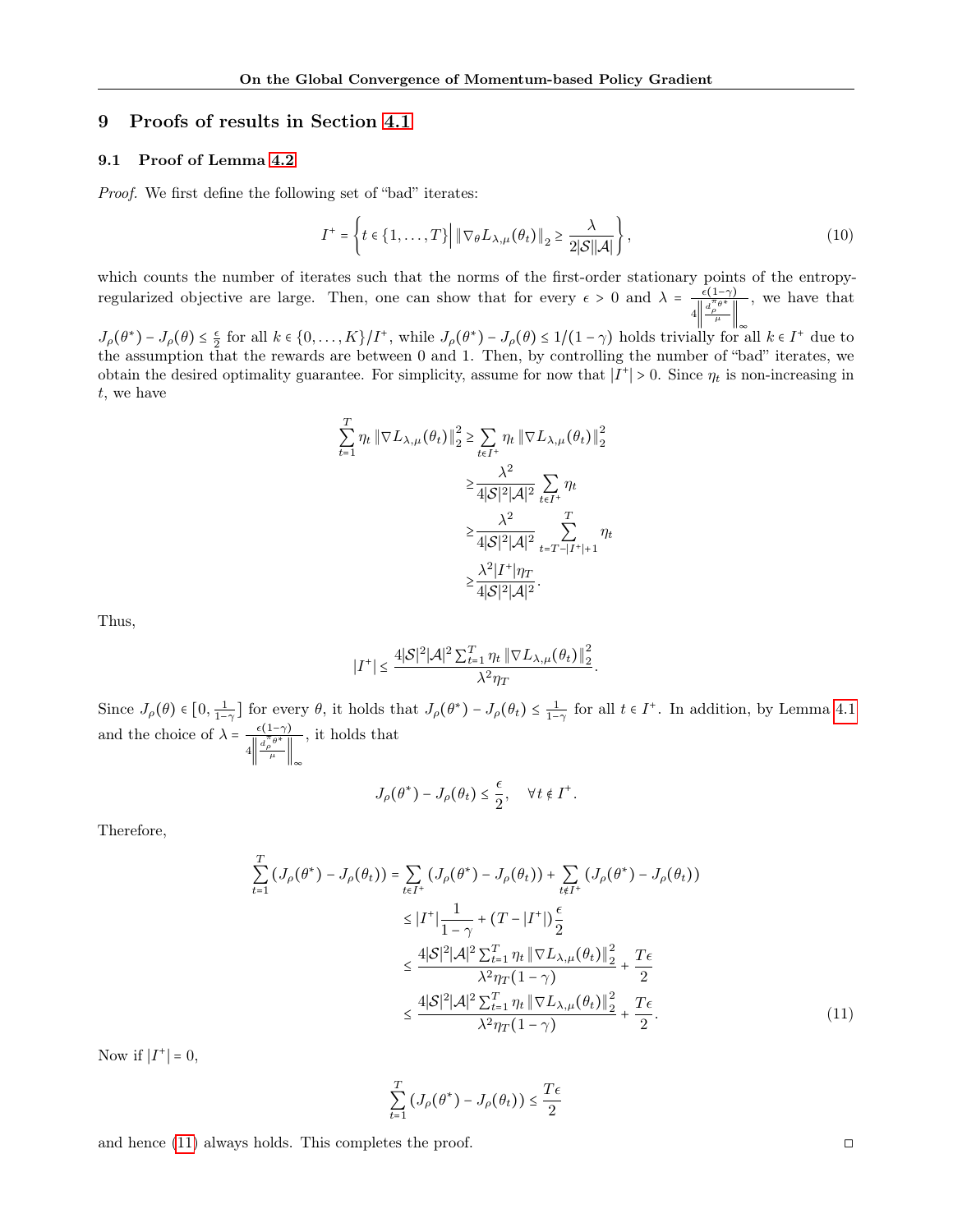# 9 Proofs of results in Section 4.1

## 9.1 Proof of Lemma 4.2

*Proof.* We first define the following set of "bad" iterates:

$$I^+ = \left\{ t \in \{1, \dots, T\} \,\middle|\, \|\nabla_\theta L_{\lambda,\mu}(\theta_t)\|_2 \geq \frac{\lambda}{2|\mathcal{S}||\mathcal{A}|} \right\}, \tag{10}$$

which counts the number of iterates such that the norms of the first-order stationary points of the entropy-regularized objective are large. Then, one can show that for every $\epsilon > 0$ and $\lambda = \frac{\epsilon(1-\gamma)}{4\left\|\frac{d_\rho^{\pi_{\theta^*}}}{\mu}\right\|_\infty}$, we have that $J_\rho(\theta^*) - J_\rho(\theta) \leq \frac{\epsilon}{2}$ for all $k \in \{0, \dots, K\}/I^+$, while $J_\rho(\theta^*) - J_\rho(\theta) \leq 1/(1-\gamma)$ holds trivially for all $k \in I^+$ due to the assumption that the rewards are between 0 and 1. Then, by controlling the number of "bad" iterates, we obtain the desired optimality guarantee. For simplicity, assume for now that $|I^+| > 0$. Since $\eta_t$ is non-increasing in $t$, we have

$$\begin{aligned}
\sum_{t=1}^{T} \eta_t \|\nabla L_{\lambda,\mu}(\theta_t)\|_2^2 &\geq \sum_{t\in I^+} \eta_t \|\nabla L_{\lambda,\mu}(\theta_t)\|_2^2 \\
&\geq \frac{\lambda^2}{4|\mathcal{S}|^2|\mathcal{A}|^2} \sum_{t\in I^+} \eta_t \\
&\geq \frac{\lambda^2}{4|\mathcal{S}|^2|\mathcal{A}|^2} \sum_{t=T-|I^+|+1}^{T} \eta_t \\
&\geq \frac{\lambda^2 |I^+| \eta_T}{4|\mathcal{S}|^2|\mathcal{A}|^2}.
\end{aligned}$$

Thus,

$$|I^+| \leq \frac{4|\mathcal{S}|^2|\mathcal{A}|^2 \sum_{t=1}^{T} \eta_t \|\nabla L_{\lambda,\mu}(\theta_t)\|_2^2}{\lambda^2 \eta_T}.$$

Since $J_\rho(\theta) \in [0, \frac{1}{1-\gamma}]$ for every $\theta$, it holds that $J_\rho(\theta^*) - J_\rho(\theta_t) \leq \frac{1}{1-\gamma}$ for all $t \in I^+$. In addition, by Lemma 4.1 and the choice of $\lambda = \frac{\epsilon(1-\gamma)}{4\left\|\frac{d_\rho^{\pi_{\theta^*}}}{\mu}\right\|_\infty}$, it holds that

$$J_\rho(\theta^*) - J_\rho(\theta_t) \leq \frac{\epsilon}{2}, \quad \forall t \notin I^+.$$

Therefore,

$$\begin{aligned}
\sum_{t=1}^{T} (J_\rho(\theta^*) - J_\rho(\theta_t)) &= \sum_{t\in I^+} (J_\rho(\theta^*) - J_\rho(\theta_t)) + \sum_{t\notin I^+} (J_\rho(\theta^*) - J_\rho(\theta_t)) \\
&\leq |I^+| \frac{1}{1-\gamma} + (T - |I^+|)\frac{\epsilon}{2} \\
&\leq \frac{4|\mathcal{S}|^2|\mathcal{A}|^2 \sum_{t=1}^{T} \eta_t \|\nabla L_{\lambda,\mu}(\theta_t)\|_2^2}{\lambda^2 \eta_T (1-\gamma)} + \frac{T\epsilon}{2} \\
&\leq \frac{4|\mathcal{S}|^2|\mathcal{A}|^2 \sum_{t=1}^{T} \eta_t \|\nabla L_{\lambda,\mu}(\theta_t)\|_2^2}{\lambda^2 \eta_T (1-\gamma)} + \frac{T\epsilon}{2}.
\end{aligned} \tag{11}$$

Now if $|I^+| = 0$,

$$\sum_{t=1}^{T} (J_\rho(\theta^*) - J_\rho(\theta_t)) \leq \frac{T\epsilon}{2}$$

and hence (11) always holds. This completes the proof. □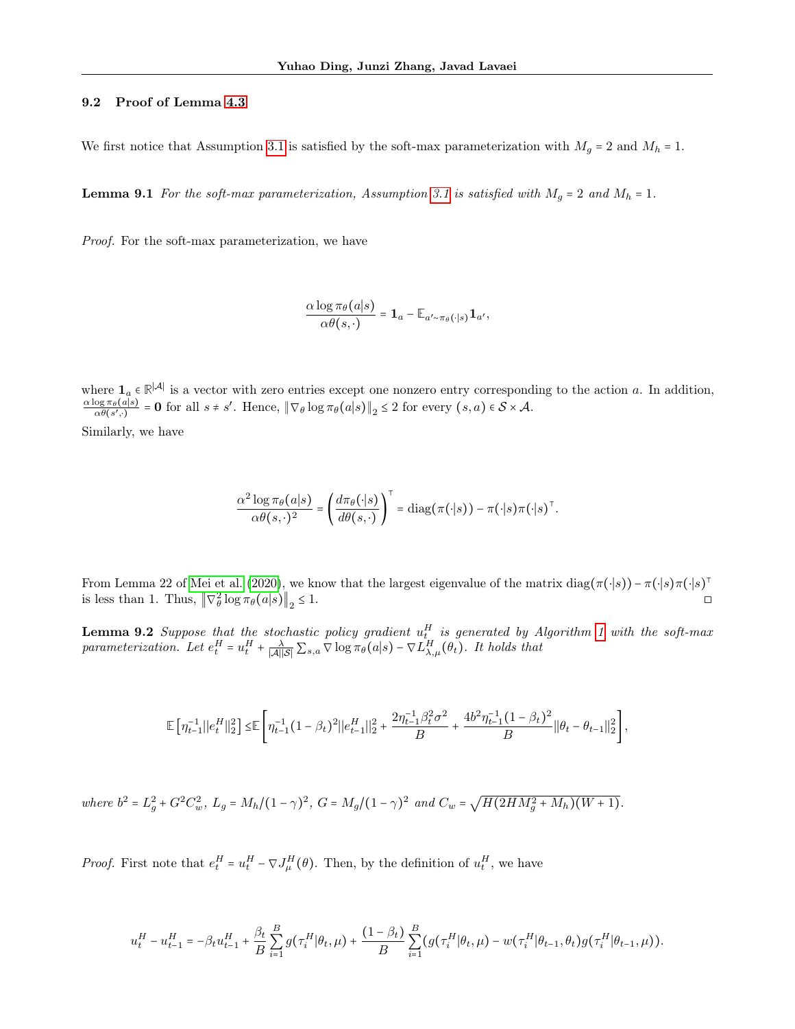### 9.2 Proof of Lemma 4.3

We first notice that Assumption 3.1 is satisfied by the soft-max parameterization with $M_g = 2$ and $M_h = 1$.

**Lemma 9.1** *For the soft-max parameterization, Assumption 3.1 is satisfied with $M_g = 2$ and $M_h = 1$.*

*Proof.* For the soft-max parameterization, we have

$$\frac{\alpha \log \pi_\theta(a|s)}{\alpha \theta(s,\cdot)} = \mathbf{1}_a - \mathbb{E}_{a' \sim \pi_\theta(\cdot|s)} \mathbf{1}_{a'},$$

where $\mathbf{1}_a \in \mathbb{R}^{|\mathcal{A}|}$ is a vector with zero entries except one nonzero entry corresponding to the action $a$. In addition, $\frac{\alpha \log \pi_\theta(a|s)}{\alpha \theta(s',\cdot)} = \mathbf{0}$ for all $s \neq s'$. Hence, $\|\nabla_\theta \log \pi_\theta(a|s)\|_2 \leq 2$ for every $(s,a) \in \mathcal{S} \times \mathcal{A}$.

Similarly, we have

$$\frac{\alpha^2 \log \pi_\theta(a|s)}{\alpha \theta(s,\cdot)^2} = \left(\frac{d\pi_\theta(\cdot|s)}{d\theta(s,\cdot)}\right)^\top = \operatorname{diag}(\pi(\cdot|s)) - \pi(\cdot|s)\pi(\cdot|s)^\top.$$

From Lemma 22 of Mei et al. (2020), we know that the largest eigenvalue of the matrix $\operatorname{diag}(\pi(\cdot|s)) - \pi(\cdot|s)\pi(\cdot|s)^\top$ is less than 1. Thus, $\|\nabla_\theta^2 \log \pi_\theta(a|s)\|_2 \leq 1$. □

**Lemma 9.2** *Suppose that the stochastic policy gradient $u_t^H$ is generated by Algorithm 1 with the soft-max parameterization. Let $e_t^H = u_t^H + \frac{\lambda}{|\mathcal{A}||\mathcal{S}|}\sum_{s,a} \nabla \log \pi_\theta(a|s) - \nabla L_{\lambda,\mu}^H(\theta_t)$. It holds that*

$$\mathbb{E}\left[\eta_{t-1}^{-1}\|e_t^H\|_2^2\right] \leq \mathbb{E}\left[\eta_{t-1}^{-1}(1-\beta_t)^2\|e_{t-1}^H\|_2^2 + \frac{2\eta_{t-1}^{-1}\beta_t^2\sigma^2}{B} + \frac{4b^2\eta_{t-1}^{-1}(1-\beta_t)^2}{B}\|\theta_t - \theta_{t-1}\|_2^2\right],$$

*where $b^2 = L_g^2 + G^2 C_w^2$, $L_g = M_h/(1-\gamma)^2$, $G = M_g/(1-\gamma)^2$ and $C_w = \sqrt{H(2HM_g^2 + M_h)(W+1)}$.*

*Proof.* First note that $e_t^H = u_t^H - \nabla J_\mu^H(\theta)$. Then, by the definition of $u_t^H$, we have

$$u_t^H - u_{t-1}^H = -\beta_t u_{t-1}^H + \frac{\beta_t}{B}\sum_{i=1}^B g(\tau_i^H|\theta_t,\mu) + \frac{(1-\beta_t)}{B}\sum_{i=1}^B (g(\tau_i^H|\theta_t,\mu) - w(\tau_i^H|\theta_{t-1},\theta_t)g(\tau_i^H|\theta_{t-1},\mu)).$$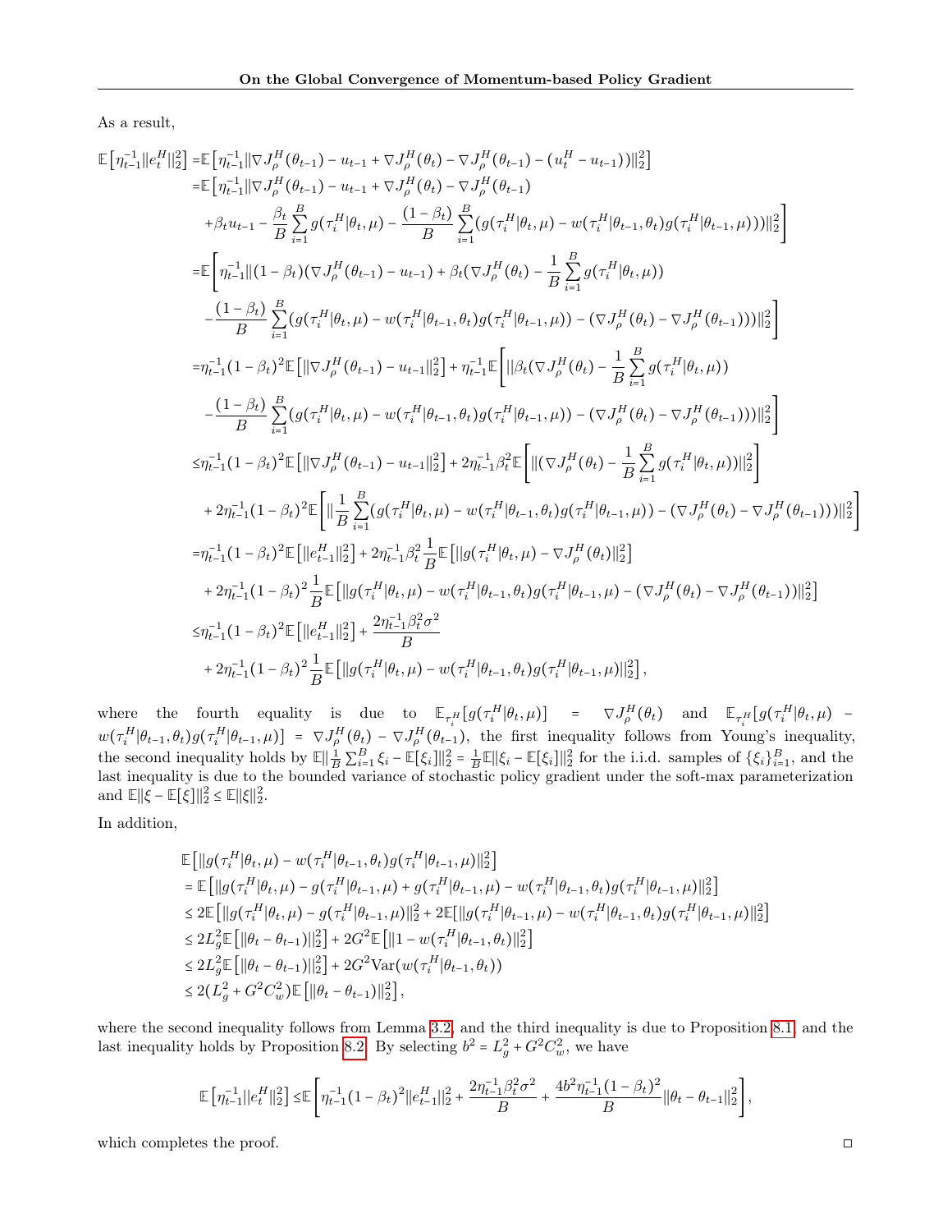As a result,

$$
\begin{aligned}
\mathbb{E}\left[\eta_{t-1}^{-1}\|e_t^H\|_2^2\right] =& \mathbb{E}\left[\eta_{t-1}^{-1}\|\nabla J_\rho^H(\theta_{t-1}) - u_{t-1} + \nabla J_\rho^H(\theta_t) - \nabla J_\rho^H(\theta_{t-1}) - (u_t^H - u_{t-1})\|_2^2\right] \\
=& \mathbb{E}\Bigg[\eta_{t-1}^{-1}\|\nabla J_\rho^H(\theta_{t-1}) - u_{t-1} + \nabla J_\rho^H(\theta_t) - \nabla J_\rho^H(\theta_{t-1}) \\
&+ \beta_t u_{t-1} - \frac{\beta_t}{B}\sum_{i=1}^B g(\tau_i^H|\theta_t,\mu) - \frac{(1-\beta_t)}{B}\sum_{i=1}^B (g(\tau_i^H|\theta_t,\mu) - w(\tau_i^H|\theta_{t-1},\theta_t)g(\tau_i^H|\theta_{t-1},\mu)))\|_2^2\Bigg] \\
=& \mathbb{E}\Bigg[\eta_{t-1}^{-1}\|(1-\beta_t)(\nabla J_\rho^H(\theta_{t-1}) - u_{t-1}) + \beta_t(\nabla J_\rho^H(\theta_t) - \frac{1}{B}\sum_{i=1}^B g(\tau_i^H|\theta_t,\mu)) \\
&- \frac{(1-\beta_t)}{B}\sum_{i=1}^B (g(\tau_i^H|\theta_t,\mu) - w(\tau_i^H|\theta_{t-1},\theta_t)g(\tau_i^H|\theta_{t-1},\mu)) - (\nabla J_\rho^H(\theta_t) - \nabla J_\rho^H(\theta_{t-1})))\|_2^2\Bigg] \\
=& \eta_{t-1}^{-1}(1-\beta_t)^2\mathbb{E}\left[\|\nabla J_\rho^H(\theta_{t-1}) - u_{t-1}\|_2^2\right] + \eta_{t-1}^{-1}\mathbb{E}\Bigg[\|\beta_t(\nabla J_\rho^H(\theta_t) - \frac{1}{B}\sum_{i=1}^B g(\tau_i^H|\theta_t,\mu)) \\
&- \frac{(1-\beta_t)}{B}\sum_{i=1}^B (g(\tau_i^H|\theta_t,\mu) - w(\tau_i^H|\theta_{t-1},\theta_t)g(\tau_i^H|\theta_{t-1},\mu)) - (\nabla J_\rho^H(\theta_t) - \nabla J_\rho^H(\theta_{t-1})))\|_2^2\Bigg] \\
\leq& \eta_{t-1}^{-1}(1-\beta_t)^2\mathbb{E}\left[\|\nabla J_\rho^H(\theta_{t-1}) - u_{t-1}\|_2^2\right] + 2\eta_{t-1}^{-1}\beta_t^2\mathbb{E}\Bigg[\|(\nabla J_\rho^H(\theta_t) - \frac{1}{B}\sum_{i=1}^B g(\tau_i^H|\theta_t,\mu))\|_2^2\Bigg] \\
&+ 2\eta_{t-1}^{-1}(1-\beta_t)^2\mathbb{E}\Bigg[\|\frac{1}{B}\sum_{i=1}^B (g(\tau_i^H|\theta_t,\mu) - w(\tau_i^H|\theta_{t-1},\theta_t)g(\tau_i^H|\theta_{t-1},\mu)) - (\nabla J_\rho^H(\theta_t) - \nabla J_\rho^H(\theta_{t-1})))\|_2^2\Bigg] \\
=& \eta_{t-1}^{-1}(1-\beta_t)^2\mathbb{E}\left[\|e_{t-1}^H\|_2^2\right] + 2\eta_{t-1}^{-1}\beta_t^2\frac{1}{B}\mathbb{E}\left[\|g(\tau_i^H|\theta_t,\mu) - \nabla J_\rho^H(\theta_t)\|_2^2\right] \\
&+ 2\eta_{t-1}^{-1}(1-\beta_t)^2\frac{1}{B}\mathbb{E}\left[\|g(\tau_i^H|\theta_t,\mu) - w(\tau_i^H|\theta_{t-1},\theta_t)g(\tau_i^H|\theta_{t-1},\mu) - (\nabla J_\rho^H(\theta_t) - \nabla J_\rho^H(\theta_{t-1}))\|_2^2\right] \\
\leq& \eta_{t-1}^{-1}(1-\beta_t)^2\mathbb{E}\left[\|e_{t-1}^H\|_2^2\right] + \frac{2\eta_{t-1}^{-1}\beta_t^2\sigma^2}{B} \\
&+ 2\eta_{t-1}^{-1}(1-\beta_t)^2\frac{1}{B}\mathbb{E}\left[\|g(\tau_i^H|\theta_t,\mu) - w(\tau_i^H|\theta_{t-1},\theta_t)g(\tau_i^H|\theta_{t-1},\mu)\|_2^2\right],
\end{aligned}
$$

where the fourth equality is due to $\mathbb{E}_{\tau_i^H}[g(\tau_i^H|\theta_t,\mu)] = \nabla J_\rho^H(\theta_t)$ and $\mathbb{E}_{\tau_i^H}[g(\tau_i^H|\theta_t,\mu) - w(\tau_i^H|\theta_{t-1},\theta_t)g(\tau_i^H|\theta_{t-1},\mu)] = \nabla J_\rho^H(\theta_t) - \nabla J_\rho^H(\theta_{t-1})$, the first inequality follows from Young's inequality, the second inequality holds by $\mathbb{E}\|\frac{1}{B}\sum_{i=1}^B \xi_i - \mathbb{E}[\xi_i]\|_2^2 = \frac{1}{B}\mathbb{E}\|\xi_i - \mathbb{E}[\xi_i]\|_2^2$ for the i.i.d. samples of $\{\xi_i\}_{i=1}^B$, and the last inequality is due to the bounded variance of stochastic policy gradient under the soft-max parameterization and $\mathbb{E}\|\xi - \mathbb{E}[\xi]\|_2^2 \leq \mathbb{E}\|\xi\|_2^2$.

In addition,

$$
\begin{aligned}
&\mathbb{E}\left[\|g(\tau_i^H|\theta_t,\mu) - w(\tau_i^H|\theta_{t-1},\theta_t)g(\tau_i^H|\theta_{t-1},\mu)\|_2^2\right] \\
&= \mathbb{E}\left[\|g(\tau_i^H|\theta_t,\mu) - g(\tau_i^H|\theta_{t-1},\mu) + g(\tau_i^H|\theta_{t-1},\mu) - w(\tau_i^H|\theta_{t-1},\theta_t)g(\tau_i^H|\theta_{t-1},\mu)\|_2^2\right] \\
&\leq 2\mathbb{E}\left[\|g(\tau_i^H|\theta_t,\mu) - g(\tau_i^H|\theta_{t-1},\mu)\|_2^2 + 2\mathbb{E}[\|g(\tau_i^H|\theta_{t-1},\mu) - w(\tau_i^H|\theta_{t-1},\theta_t)g(\tau_i^H|\theta_{t-1},\mu)\|_2^2\right] \\
&\leq 2L_g^2\mathbb{E}\left[\|\theta_t - \theta_{t-1})\|_2^2\right] + 2G^2\mathbb{E}\left[\|1 - w(\tau_i^H|\theta_{t-1},\theta_t)\|_2^2\right] \\
&\leq 2L_g^2\mathbb{E}\left[\|\theta_t - \theta_{t-1})\|_2^2\right] + 2G^2\mathrm{Var}(w(\tau_i^H|\theta_{t-1},\theta_t)) \\
&\leq 2(L_g^2 + G^2C_w^2)\mathbb{E}\left[\|\theta_t - \theta_{t-1})\|_2^2\right],
\end{aligned}
$$

where the second inequality follows from Lemma 3.2, and the third inequality is due to Proposition 8.1, and the last inequality holds by Proposition 8.2. By selecting $b^2 = L_g^2 + G^2C_w^2$, we have

$$
\mathbb{E}\left[\eta_{t-1}^{-1}\|e_t^H\|_2^2\right] \leq \mathbb{E}\left[\eta_{t-1}^{-1}(1-\beta_t)^2\|e_{t-1}^H\|_2^2 + \frac{2\eta_{t-1}^{-1}\beta_t^2\sigma^2}{B} + \frac{4b^2\eta_{t-1}^{-1}(1-\beta_t)^2}{B}\|\theta_t - \theta_{t-1}\|_2^2\right],
$$

which completes the proof. □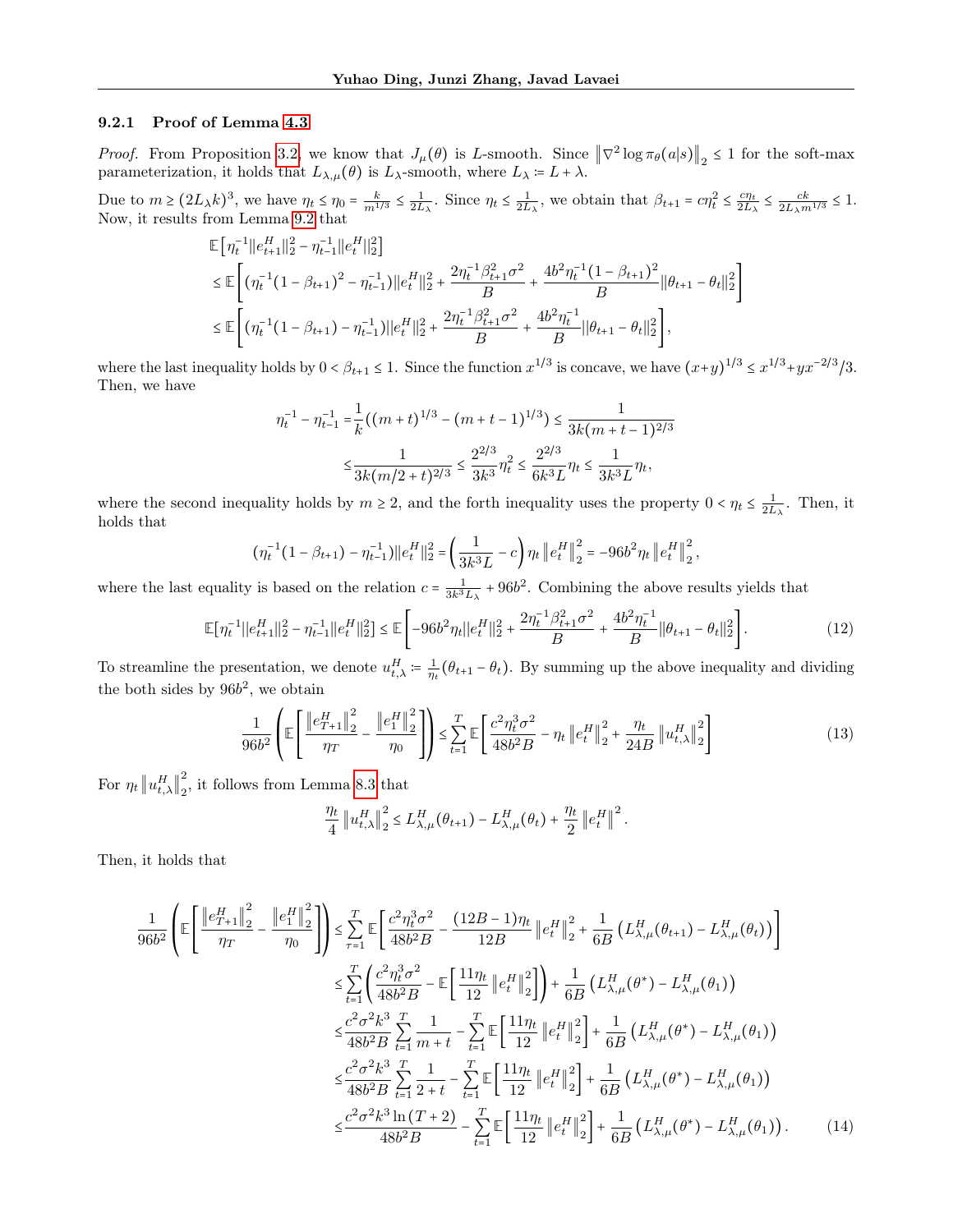#### 9.2.1 Proof of Lemma 4.3

*Proof.* From Proposition 3.2, we know that $J_\mu(\theta)$ is $L$-smooth. Since $\left\|\nabla^2 \log \pi_\theta(a|s)\right\|_2 \le 1$ for the soft-max parameterization, it holds that $L_{\lambda,\mu}(\theta)$ is $L_\lambda$-smooth, where $L_\lambda \coloneqq L + \lambda$.

Due to $m \ge (2L_\lambda k)^3$, we have $\eta_t \le \eta_0 = \frac{k}{m^{1/3}} \le \frac{1}{2L_\lambda}$. Since $\eta_t \le \frac{1}{2L_\lambda}$, we obtain that $\beta_{t+1} = c\eta_t^2 \le \frac{c\eta_t}{2L_\lambda} \le \frac{ck}{2L_\lambda m^{1/3}} \le 1$. Now, it results from Lemma 9.2 that

$$
\begin{aligned}
&\mathbb{E}\left[\eta_t^{-1}\|e_{t+1}^H\|_2^2 - \eta_{t-1}^{-1}\|e_t^H\|_2^2\right] \\
&\le \mathbb{E}\left[\left(\eta_t^{-1}(1-\beta_{t+1})^2 - \eta_{t-1}^{-1}\right)\|e_t^H\|_2^2 + \frac{2\eta_t^{-1}\beta_{t+1}^2\sigma^2}{B} + \frac{4b^2\eta_t^{-1}(1-\beta_{t+1})^2}{B}\|\theta_{t+1}-\theta_t\|_2^2\right] \\
&\le \mathbb{E}\left[\left(\eta_t^{-1}(1-\beta_{t+1}) - \eta_{t-1}^{-1}\right)\|e_t^H\|_2^2 + \frac{2\eta_t^{-1}\beta_{t+1}^2\sigma^2}{B} + \frac{4b^2\eta_t^{-1}}{B}\|\theta_{t+1}-\theta_t\|_2^2\right],
\end{aligned}
$$

where the last inequality holds by $0 < \beta_{t+1} \le 1$. Since the function $x^{1/3}$ is concave, we have $(x+y)^{1/3} \le x^{1/3} + yx^{-2/3}/3$. Then, we have

$$
\begin{aligned}
\eta_t^{-1} - \eta_{t-1}^{-1} =& \frac{1}{k}\left((m+t)^{1/3} - (m+t-1)^{1/3}\right) \le \frac{1}{3k(m+t-1)^{2/3}} \\
\le& \frac{1}{3k(m/2+t)^{2/3}} \le \frac{2^{2/3}}{3k^3}\eta_t^2 \le \frac{2^{2/3}}{6k^3 L}\eta_t \le \frac{1}{3k^3 L}\eta_t,
\end{aligned}
$$

where the second inequality holds by $m \ge 2$, and the forth inequality uses the property $0 < \eta_t \le \frac{1}{2L_\lambda}$. Then, it holds that

$$
\left(\eta_t^{-1}(1-\beta_{t+1}) - \eta_{t-1}^{-1}\right)\|e_t^H\|_2^2 = \left(\frac{1}{3k^3 L} - c\right)\eta_t\left\|e_t^H\right\|_2^2 = -96b^2\eta_t\left\|e_t^H\right\|_2^2,
$$

where the last equality is based on the relation $c = \frac{1}{3k^3 L_\lambda} + 96b^2$. Combining the above results yields that

$$
\mathbb{E}[\eta_t^{-1}\|e_{t+1}^H\|_2^2 - \eta_{t-1}^{-1}\|e_t^H\|_2^2] \le \mathbb{E}\left[-96b^2\eta_t\|e_t^H\|_2^2 + \frac{2\eta_t^{-1}\beta_{t+1}^2\sigma^2}{B} + \frac{4b^2\eta_t^{-1}}{B}\|\theta_{t+1}-\theta_t\|_2^2\right]. \tag{12}
$$

To streamline the presentation, we denote $u_{t,\lambda}^H \coloneqq \frac{1}{\eta_t}(\theta_{t+1}-\theta_t)$. By summing up the above inequality and dividing the both sides by $96b^2$, we obtain

$$
\frac{1}{96b^2}\left(\mathbb{E}\left[\frac{\left\|e_{T+1}^H\right\|_2^2}{\eta_T} - \frac{\left\|e_1^H\right\|_2^2}{\eta_0}\right]\right) \le \sum_{t=1}^{T}\mathbb{E}\left[\frac{c^2\eta_t^3\sigma^2}{48b^2 B} - \eta_t\left\|e_t^H\right\|_2^2 + \frac{\eta_t}{24B}\left\|u_{t,\lambda}^H\right\|_2^2\right] \tag{13}
$$

For $\eta_t\left\|u_{t,\lambda}^H\right\|_2^2$, it follows from Lemma 8.3 that

$$
\frac{\eta_t}{4}\left\|u_{t,\lambda}^H\right\|_2^2 \le L_{\lambda,\mu}^H(\theta_{t+1}) - L_{\lambda,\mu}^H(\theta_t) + \frac{\eta_t}{2}\left\|e_t^H\right\|^2.
$$

Then, it holds that

$$
\begin{aligned}
\frac{1}{96b^2}\left(\mathbb{E}\left[\frac{\left\|e_{T+1}^H\right\|_2^2}{\eta_T} - \frac{\left\|e_1^H\right\|_2^2}{\eta_0}\right]\right) &\le \sum_{\tau=1}^{T}\mathbb{E}\left[\frac{c^2\eta_t^3\sigma^2}{48b^2 B} - \frac{(12B-1)\eta_t}{12B}\left\|e_t^H\right\|_2^2 + \frac{1}{6B}\left(L_{\lambda,\mu}^H(\theta_{t+1}) - L_{\lambda,\mu}^H(\theta_t)\right)\right] \\
&\le \sum_{t=1}^{T}\left(\frac{c^2\eta_t^3\sigma^2}{48b^2 B} - \mathbb{E}\left[\frac{11\eta_t}{12}\left\|e_t^H\right\|_2^2\right]\right) + \frac{1}{6B}\left(L_{\lambda,\mu}^H(\theta^*) - L_{\lambda,\mu}^H(\theta_1)\right) \\
&\le \frac{c^2\sigma^2 k^3}{48b^2 B}\sum_{t=1}^{T}\frac{1}{m+t} - \sum_{t=1}^{T}\mathbb{E}\left[\frac{11\eta_t}{12}\left\|e_t^H\right\|_2^2\right] + \frac{1}{6B}\left(L_{\lambda,\mu}^H(\theta^*) - L_{\lambda,\mu}^H(\theta_1)\right) \\
&\le \frac{c^2\sigma^2 k^3}{48b^2 B}\sum_{t=1}^{T}\frac{1}{2+t} - \sum_{t=1}^{T}\mathbb{E}\left[\frac{11\eta_t}{12}\left\|e_t^H\right\|_2^2\right] + \frac{1}{6B}\left(L_{\lambda,\mu}^H(\theta^*) - L_{\lambda,\mu}^H(\theta_1)\right) \\
&\le \frac{c^2\sigma^2 k^3\ln(T+2)}{48b^2 B} - \sum_{t=1}^{T}\mathbb{E}\left[\frac{11\eta_t}{12}\left\|e_t^H\right\|_2^2\right] + \frac{1}{6B}\left(L_{\lambda,\mu}^H(\theta^*) - L_{\lambda,\mu}^H(\theta_1)\right).
\end{aligned} \tag{14}
$$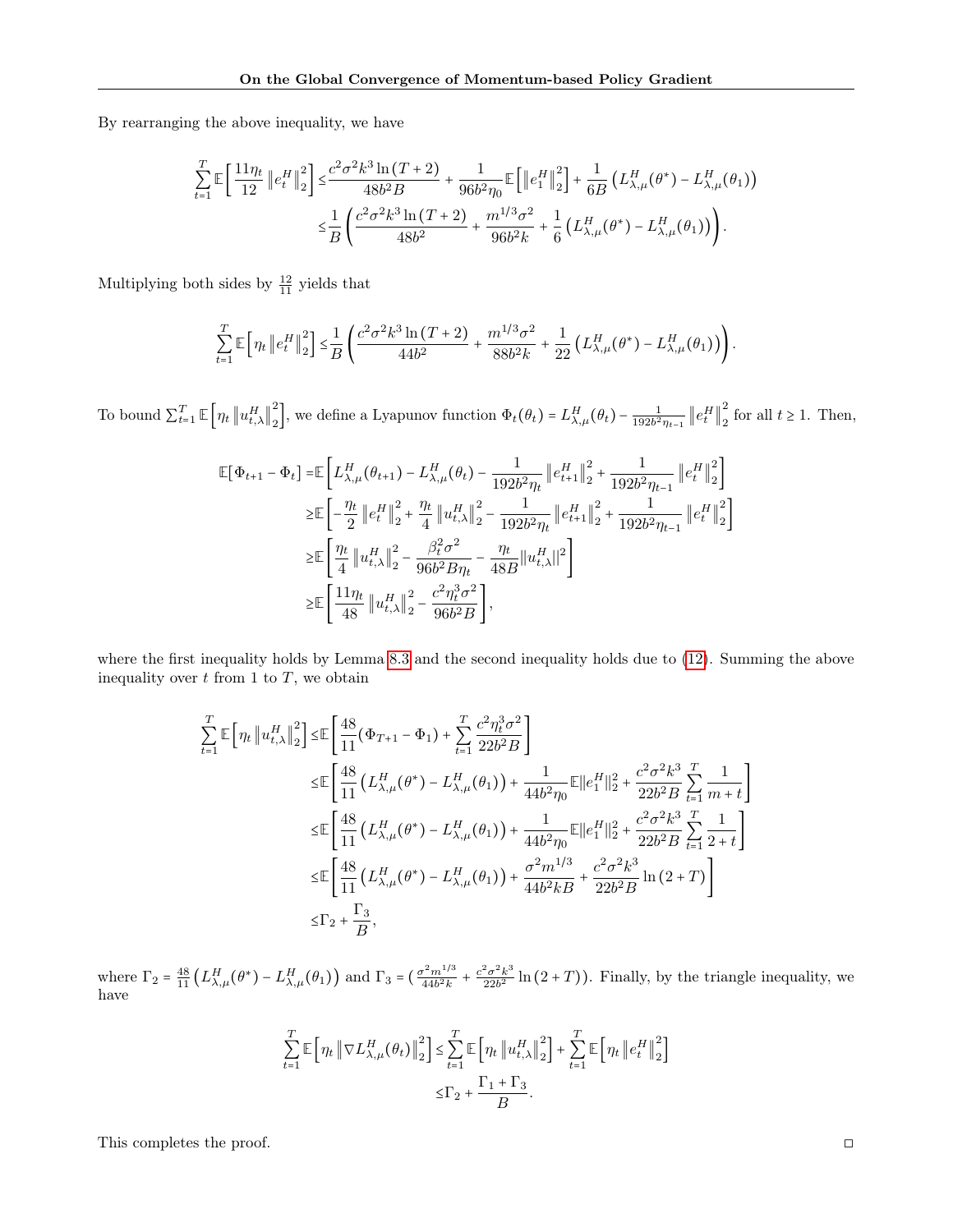By rearranging the above inequality, we have

$$
\begin{aligned}
\sum_{t=1}^{T} \mathbb{E}\left[\frac{11\eta_t}{12}\left\|e_t^H\right\|_2^2\right] \leq & \frac{c^2\sigma^2 k^3 \ln(T+2)}{48b^2 B} + \frac{1}{96b^2\eta_0}\mathbb{E}\left[\left\|e_1^H\right\|_2^2\right] + \frac{1}{6B}\left(L_{\lambda,\mu}^H(\theta^*) - L_{\lambda,\mu}^H(\theta_1)\right) \\
\leq & \frac{1}{B}\left(\frac{c^2\sigma^2 k^3 \ln(T+2)}{48b^2} + \frac{m^{1/3}\sigma^2}{96b^2 k} + \frac{1}{6}\left(L_{\lambda,\mu}^H(\theta^*) - L_{\lambda,\mu}^H(\theta_1)\right)\right).
\end{aligned}
$$

Multiplying both sides by $\frac{12}{11}$ yields that

$$
\sum_{t=1}^{T} \mathbb{E}\left[\eta_t\left\|e_t^H\right\|_2^2\right] \leq \frac{1}{B}\left(\frac{c^2\sigma^2 k^3 \ln(T+2)}{44b^2} + \frac{m^{1/3}\sigma^2}{88b^2 k} + \frac{1}{22}\left(L_{\lambda,\mu}^H(\theta^*) - L_{\lambda,\mu}^H(\theta_1)\right)\right).
$$

To bound $\sum_{t=1}^{T}\mathbb{E}\left[\eta_t\left\|u_{t,\lambda}^H\right\|_2^2\right]$, we define a Lyapunov function $\Phi_t(\theta_t) = L_{\lambda,\mu}^H(\theta_t) - \frac{1}{192b^2\eta_{t-1}}\left\|e_t^H\right\|_2^2$ for all $t \geq 1$. Then,

$$
\begin{aligned}
\mathbb{E}[\Phi_{t+1} - \Phi_t] = & \mathbb{E}\left[L_{\lambda,\mu}^H(\theta_{t+1}) - L_{\lambda,\mu}^H(\theta_t) - \frac{1}{192b^2\eta_t}\left\|e_{t+1}^H\right\|_2^2 + \frac{1}{192b^2\eta_{t-1}}\left\|e_t^H\right\|_2^2\right] \\
\geq & \mathbb{E}\left[-\frac{\eta_t}{2}\left\|e_t^H\right\|_2^2 + \frac{\eta_t}{4}\left\|u_{t,\lambda}^H\right\|_2^2 - \frac{1}{192b^2\eta_t}\left\|e_{t+1}^H\right\|_2^2 + \frac{1}{192b^2\eta_{t-1}}\left\|e_t^H\right\|_2^2\right] \\
\geq & \mathbb{E}\left[\frac{\eta_t}{4}\left\|u_{t,\lambda}^H\right\|_2^2 - \frac{\beta_t^2\sigma^2}{96b^2 B\eta_t} - \frac{\eta_t}{48B}\|u_{t,\lambda}^H\|^2\right] \\
\geq & \mathbb{E}\left[\frac{11\eta_t}{48}\left\|u_{t,\lambda}^H\right\|_2^2 - \frac{c^2\eta_t^3\sigma^2}{96b^2 B}\right],
\end{aligned}
$$

where the first inequality holds by Lemma 8.3 and the second inequality holds due to (12). Summing the above inequality over $t$ from 1 to $T$, we obtain

$$
\begin{aligned}
\sum_{t=1}^{T}\mathbb{E}\left[\eta_t\left\|u_{t,\lambda}^H\right\|_2^2\right] \leq & \mathbb{E}\left[\frac{48}{11}(\Phi_{T+1} - \Phi_1) + \sum_{t=1}^{T}\frac{c^2\eta_t^3\sigma^2}{22b^2 B}\right] \\
\leq & \mathbb{E}\left[\frac{48}{11}\left(L_{\lambda,\mu}^H(\theta^*) - L_{\lambda,\mu}^H(\theta_1)\right) + \frac{1}{44b^2\eta_0}\mathbb{E}\|e_1^H\|_2^2 + \frac{c^2\sigma^2 k^3}{22b^2 B}\sum_{t=1}^{T}\frac{1}{m+t}\right] \\
\leq & \mathbb{E}\left[\frac{48}{11}\left(L_{\lambda,\mu}^H(\theta^*) - L_{\lambda,\mu}^H(\theta_1)\right) + \frac{1}{44b^2\eta_0}\mathbb{E}\|e_1^H\|_2^2 + \frac{c^2\sigma^2 k^3}{22b^2 B}\sum_{t=1}^{T}\frac{1}{2+t}\right] \\
\leq & \mathbb{E}\left[\frac{48}{11}\left(L_{\lambda,\mu}^H(\theta^*) - L_{\lambda,\mu}^H(\theta_1)\right) + \frac{\sigma^2 m^{1/3}}{44b^2 kB} + \frac{c^2\sigma^2 k^3}{22b^2 B}\ln(2+T)\right] \\
\leq & \Gamma_2 + \frac{\Gamma_3}{B},
\end{aligned}
$$

where $\Gamma_2 = \frac{48}{11}\left(L_{\lambda,\mu}^H(\theta^*) - L_{\lambda,\mu}^H(\theta_1)\right)$ and $\Gamma_3 = \left(\frac{\sigma^2 m^{1/3}}{44b^2 k} + \frac{c^2\sigma^2 k^3}{22b^2}\ln(2+T)\right)$. Finally, by the triangle inequality, we have

$$
\begin{aligned}
\sum_{t=1}^{T}\mathbb{E}\left[\eta_t\left\|\nabla L_{\lambda,\mu}^H(\theta_t)\right\|_2^2\right] \leq & \sum_{t=1}^{T}\mathbb{E}\left[\eta_t\left\|u_{t,\lambda}^H\right\|_2^2\right] + \sum_{t=1}^{T}\mathbb{E}\left[\eta_t\left\|e_t^H\right\|_2^2\right] \\
\leq & \Gamma_2 + \frac{\Gamma_1 + \Gamma_3}{B}.
\end{aligned}
$$

This completes the proof. □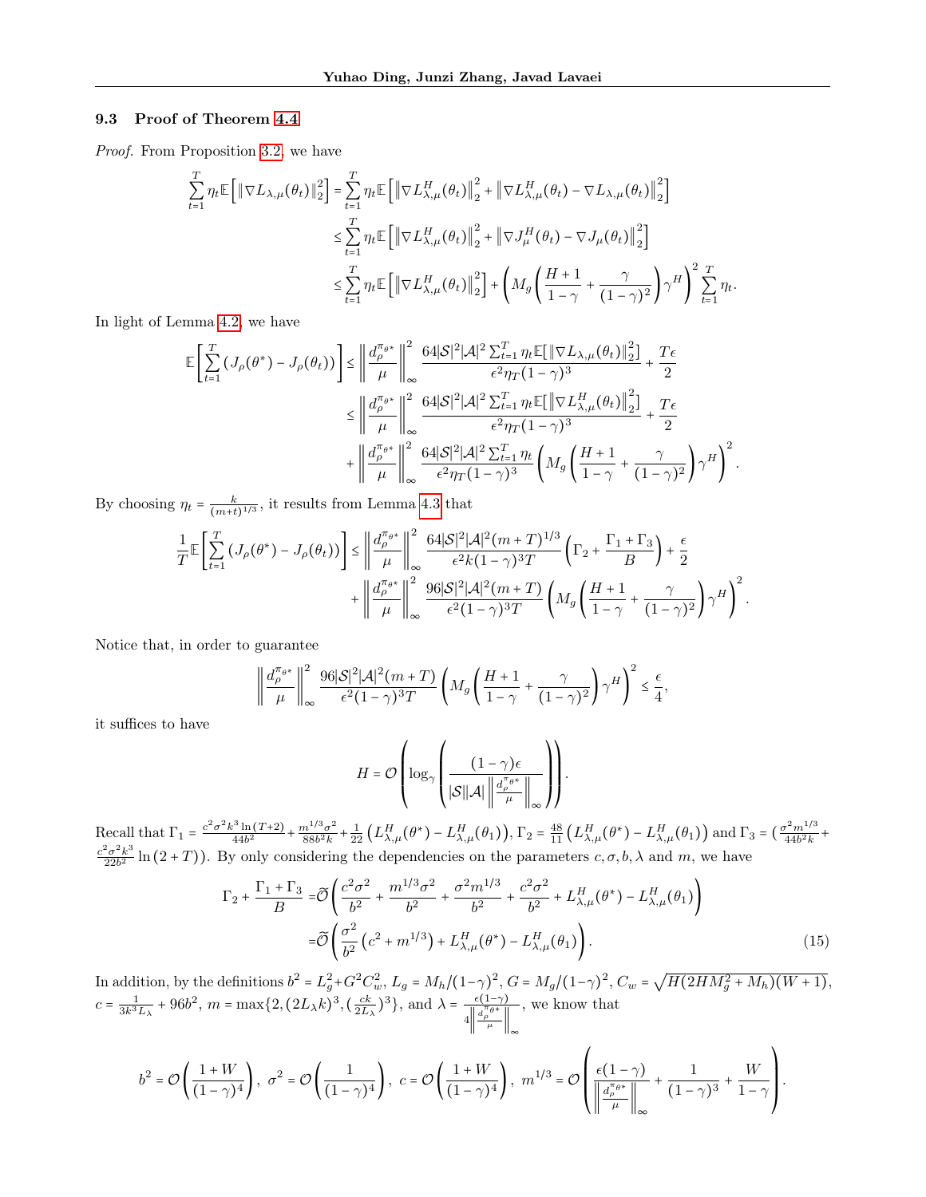### 9.3 Proof of Theorem 4.4

*Proof.* From Proposition 3.2, we have

$$
\begin{aligned}
\sum_{t=1}^{T} \eta_t \mathbb{E}\Big[\big\|\nabla L_{\lambda,\mu}(\theta_t)\big\|_2^2\Big] &= \sum_{t=1}^{T} \eta_t \mathbb{E}\Big[\big\|\nabla L^H_{\lambda,\mu}(\theta_t)\big\|_2^2 + \big\|\nabla L^H_{\lambda,\mu}(\theta_t) - \nabla L_{\lambda,\mu}(\theta_t)\big\|_2^2\Big] \\
&\le \sum_{t=1}^{T} \eta_t \mathbb{E}\Big[\big\|\nabla L^H_{\lambda,\mu}(\theta_t)\big\|_2^2 + \big\|\nabla J^H_{\mu}(\theta_t) - \nabla J_{\mu}(\theta_t)\big\|_2^2\Big] \\
&\le \sum_{t=1}^{T} \eta_t \mathbb{E}\Big[\big\|\nabla L^H_{\lambda,\mu}(\theta_t)\big\|_2^2\Big] + \left(M_g\left(\frac{H+1}{1-\gamma} + \frac{\gamma}{(1-\gamma)^2}\right)\gamma^H\right)^2 \sum_{t=1}^{T}\eta_t.
\end{aligned}
$$

In light of Lemma 4.2, we have

$$
\begin{aligned}
\mathbb{E}\left[\sum_{t=1}^{T}\left(J_\rho(\theta^*) - J_\rho(\theta_t)\right)\right] &\le \left\|\frac{d_\rho^{\pi_{\theta^*}}}{\mu}\right\|_\infty^2 \frac{64|\mathcal{S}|^2|\mathcal{A}|^2 \sum_{t=1}^{T}\eta_t \mathbb{E}[\|\nabla L_{\lambda,\mu}(\theta_t)\|_2^2]}{\epsilon^2 \eta_T (1-\gamma)^3} + \frac{T\epsilon}{2} \\
&\le \left\|\frac{d_\rho^{\pi_{\theta^*}}}{\mu}\right\|_\infty^2 \frac{64|\mathcal{S}|^2|\mathcal{A}|^2 \sum_{t=1}^{T}\eta_t \mathbb{E}[\|\nabla L^H_{\lambda,\mu}(\theta_t)\|_2^2]}{\epsilon^2 \eta_T (1-\gamma)^3} + \frac{T\epsilon}{2} \\
&\quad + \left\|\frac{d_\rho^{\pi_{\theta^*}}}{\mu}\right\|_\infty^2 \frac{64|\mathcal{S}|^2|\mathcal{A}|^2 \sum_{t=1}^{T}\eta_t}{\epsilon^2 \eta_T (1-\gamma)^3}\left(M_g\left(\frac{H+1}{1-\gamma} + \frac{\gamma}{(1-\gamma)^2}\right)\gamma^H\right)^2.
\end{aligned}
$$

By choosing $\eta_t = \frac{k}{(m+t)^{1/3}}$, it results from Lemma 4.3 that

$$
\begin{aligned}
\frac{1}{T}\mathbb{E}\left[\sum_{t=1}^{T}\left(J_\rho(\theta^*) - J_\rho(\theta_t)\right)\right] &\le \left\|\frac{d_\rho^{\pi_{\theta^*}}}{\mu}\right\|_\infty^2 \frac{64|\mathcal{S}|^2|\mathcal{A}|^2(m+T)^{1/3}}{\epsilon^2 k (1-\gamma)^3 T}\left(\Gamma_2 + \frac{\Gamma_1+\Gamma_3}{B}\right) + \frac{\epsilon}{2} \\
&\quad + \left\|\frac{d_\rho^{\pi_{\theta^*}}}{\mu}\right\|_\infty^2 \frac{96|\mathcal{S}|^2|\mathcal{A}|^2(m+T)}{\epsilon^2(1-\gamma)^3 T}\left(M_g\left(\frac{H+1}{1-\gamma} + \frac{\gamma}{(1-\gamma)^2}\right)\gamma^H\right)^2.
\end{aligned}
$$

Notice that, in order to guarantee

$$
\left\|\frac{d_\rho^{\pi_{\theta^*}}}{\mu}\right\|_\infty^2 \frac{96|\mathcal{S}|^2|\mathcal{A}|^2(m+T)}{\epsilon^2(1-\gamma)^3 T}\left(M_g\left(\frac{H+1}{1-\gamma} + \frac{\gamma}{(1-\gamma)^2}\right)\gamma^H\right)^2 \le \frac{\epsilon}{4},
$$

it suffices to have

$$
H = \mathcal{O}\left(\log_\gamma\left(\frac{(1-\gamma)\epsilon}{|\mathcal{S}||\mathcal{A}|\left\|\frac{d_\rho^{\pi_{\theta^*}}}{\mu}\right\|_\infty}\right)\right).
$$

Recall that $\Gamma_1 = \frac{c^2\sigma^2k^3\ln(T+2)}{44b^2} + \frac{m^{1/3}\sigma^2}{88b^2k} + \frac{1}{22}\left(L^H_{\lambda,\mu}(\theta^*) - L^H_{\lambda,\mu}(\theta_1)\right)$, $\Gamma_2 = \frac{48}{11}\left(L^H_{\lambda,\mu}(\theta^*) - L^H_{\lambda,\mu}(\theta_1)\right)$ and $\Gamma_3 = \left(\frac{\sigma^2 m^{1/3}}{44b^2k} + \frac{c^2\sigma^2k^3}{22b^2}\ln(2+T)\right)$. By only considering the dependencies on the parameters $c, \sigma, b, \lambda$ and $m$, we have

$$
\begin{aligned}
\Gamma_2 + \frac{\Gamma_1+\Gamma_3}{B} &= \widetilde{\mathcal{O}}\left(\frac{c^2\sigma^2}{b^2} + \frac{m^{1/3}\sigma^2}{b^2} + \frac{\sigma^2 m^{1/3}}{b^2} + \frac{c^2\sigma^2}{b^2} + L^H_{\lambda,\mu}(\theta^*) - L^H_{\lambda,\mu}(\theta_1)\right) \\
&= \widetilde{\mathcal{O}}\left(\frac{\sigma^2}{b^2}\left(c^2 + m^{1/3}\right) + L^H_{\lambda,\mu}(\theta^*) - L^H_{\lambda,\mu}(\theta_1)\right).
\end{aligned} \tag{15}
$$

In addition, by the definitions $b^2 = L_g^2 + G^2C_w^2$, $L_g = M_h/(1-\gamma)^2$, $G = M_g/(1-\gamma)^2$, $C_w = \sqrt{H(2HM_g^2+M_h)(W+1)}$, $c = \frac{1}{3k^3L_\lambda} + 96b^2$, $m = \max\{2, (2L_\lambda k)^3, (\frac{ck}{2L_\lambda})^3\}$, and $\lambda = \frac{\epsilon(1-\gamma)}{4\left\|\frac{d_\rho^{\pi_{\theta^*}}}{\mu}\right\|_\infty}$, we know that

$$
b^2 = \mathcal{O}\left(\frac{1+W}{(1-\gamma)^4}\right),\ \sigma^2 = \mathcal{O}\left(\frac{1}{(1-\gamma)^4}\right),\ c = \mathcal{O}\left(\frac{1+W}{(1-\gamma)^4}\right),\ m^{1/3} = \mathcal{O}\left(\frac{\epsilon(1-\gamma)}{\left\|\frac{d_\rho^{\pi_{\theta^*}}}{\mu}\right\|_\infty} + \frac{1}{(1-\gamma)^3} + \frac{W}{1-\gamma}\right).
$$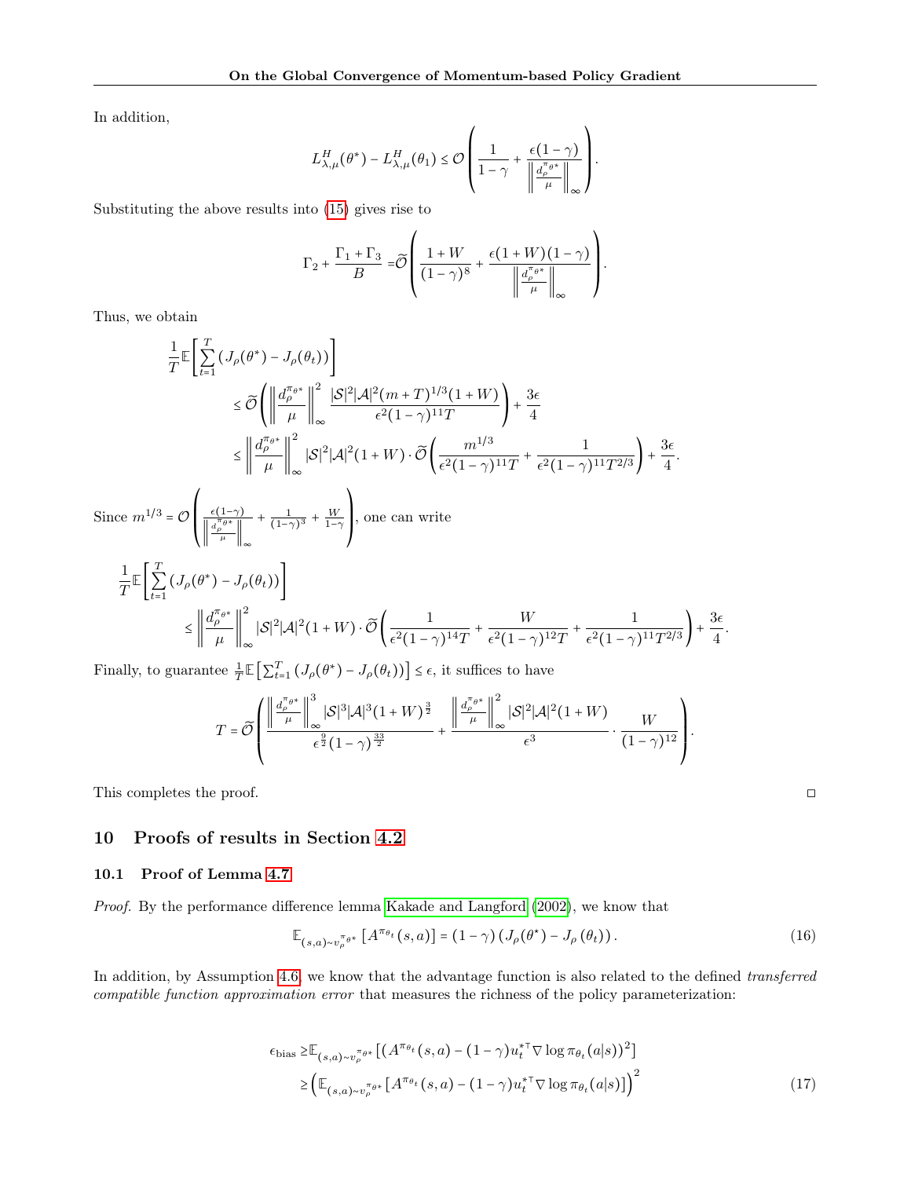In addition,

$$L^H_{\lambda,\mu}(\theta^*) - L^H_{\lambda,\mu}(\theta_1) \le \mathcal{O}\left(\frac{1}{1-\gamma} + \frac{\epsilon(1-\gamma)}{\left\|\frac{d_\rho^{\pi_{\theta^*}}}{\mu}\right\|_\infty}\right).$$

Substituting the above results into (15) gives rise to

$$\Gamma_2 + \frac{\Gamma_1 + \Gamma_3}{B} = \widetilde{\mathcal{O}}\left(\frac{1+W}{(1-\gamma)^8} + \frac{\epsilon(1+W)(1-\gamma)}{\left\|\frac{d_\rho^{\pi_{\theta^*}}}{\mu}\right\|_\infty}\right).$$

Thus, we obtain

$$\begin{aligned}
&\frac{1}{T}\mathbb{E}\left[\sum_{t=1}^{T}\left(J_\rho(\theta^*) - J_\rho(\theta_t)\right)\right] \\
&\le \widetilde{\mathcal{O}}\left(\left\|\frac{d_\rho^{\pi_{\theta^*}}}{\mu}\right\|_\infty^2 \frac{|\mathcal{S}|^2|\mathcal{A}|^2(m+T)^{1/3}(1+W)}{\epsilon^2(1-\gamma)^{11}T}\right) + \frac{3\epsilon}{4} \\
&\le \left\|\frac{d_\rho^{\pi_{\theta^*}}}{\mu}\right\|_\infty^2 |\mathcal{S}|^2|\mathcal{A}|^2(1+W)\cdot\widetilde{\mathcal{O}}\left(\frac{m^{1/3}}{\epsilon^2(1-\gamma)^{11}T} + \frac{1}{\epsilon^2(1-\gamma)^{11}T^{2/3}}\right) + \frac{3\epsilon}{4}.
\end{aligned}$$

Since $m^{1/3} = \mathcal{O}\left(\frac{\epsilon(1-\gamma)}{\left\|\frac{d_\rho^{\pi_{\theta^*}}}{\mu}\right\|_\infty} + \frac{1}{(1-\gamma)^3} + \frac{W}{1-\gamma}\right)$, one can write

$$\begin{aligned}
&\frac{1}{T}\mathbb{E}\left[\sum_{t=1}^{T}\left(J_\rho(\theta^*) - J_\rho(\theta_t)\right)\right] \\
&\le \left\|\frac{d_\rho^{\pi_{\theta^*}}}{\mu}\right\|_\infty^2 |\mathcal{S}|^2|\mathcal{A}|^2(1+W)\cdot\widetilde{\mathcal{O}}\left(\frac{1}{\epsilon^2(1-\gamma)^{14}T} + \frac{W}{\epsilon^2(1-\gamma)^{12}T} + \frac{1}{\epsilon^2(1-\gamma)^{11}T^{2/3}}\right) + \frac{3\epsilon}{4}.
\end{aligned}$$

Finally, to guarantee $\frac{1}{T}\mathbb{E}\left[\sum_{t=1}^{T}\left(J_\rho(\theta^*) - J_\rho(\theta_t)\right)\right] \le \epsilon$, it suffices to have

$$T = \widetilde{\mathcal{O}}\left(\frac{\left\|\frac{d_\rho^{\pi_{\theta^*}}}{\mu}\right\|_\infty^3 |\mathcal{S}|^3|\mathcal{A}|^3(1+W)^{\frac{3}{2}}}{\epsilon^{\frac{9}{2}}(1-\gamma)^{\frac{33}{2}}} + \frac{\left\|\frac{d_\rho^{\pi_{\theta^*}}}{\mu}\right\|_\infty^2 |\mathcal{S}|^2|\mathcal{A}|^2(1+W)}{\epsilon^3}\cdot\frac{W}{(1-\gamma)^{12}}\right).$$

This completes the proof. □

## 10 Proofs of results in Section 4.2

### 10.1 Proof of Lemma 4.7

*Proof.* By the performance difference lemma Kakade and Langford (2002), we know that

$$\mathbb{E}_{(s,a)\sim v_\rho^{\pi_{\theta^*}}}\left[A^{\pi_{\theta_t}}(s,a)\right] = (1-\gamma)\left(J_\rho(\theta^*) - J_\rho(\theta_t)\right). \tag{16}$$

In addition, by Assumption 4.6, we know that the advantage function is also related to the defined *transferred compatible function approximation error* that measures the richness of the policy parameterization:

$$\begin{aligned}
\epsilon_{\text{bias}} &\ge \mathbb{E}_{(s,a)\sim v_\rho^{\pi_{\theta^*}}}\left[\left(A^{\pi_{\theta_t}}(s,a) - (1-\gamma)u_t^{*\top}\nabla\log\pi_{\theta_t}(a|s)\right)^2\right] \\
&\ge \left(\mathbb{E}_{(s,a)\sim v_\rho^{\pi_{\theta^*}}}\left[A^{\pi_{\theta_t}}(s,a) - (1-\gamma)u_t^{*\top}\nabla\log\pi_{\theta_t}(a|s)\right]\right)^2
\end{aligned} \tag{17}$$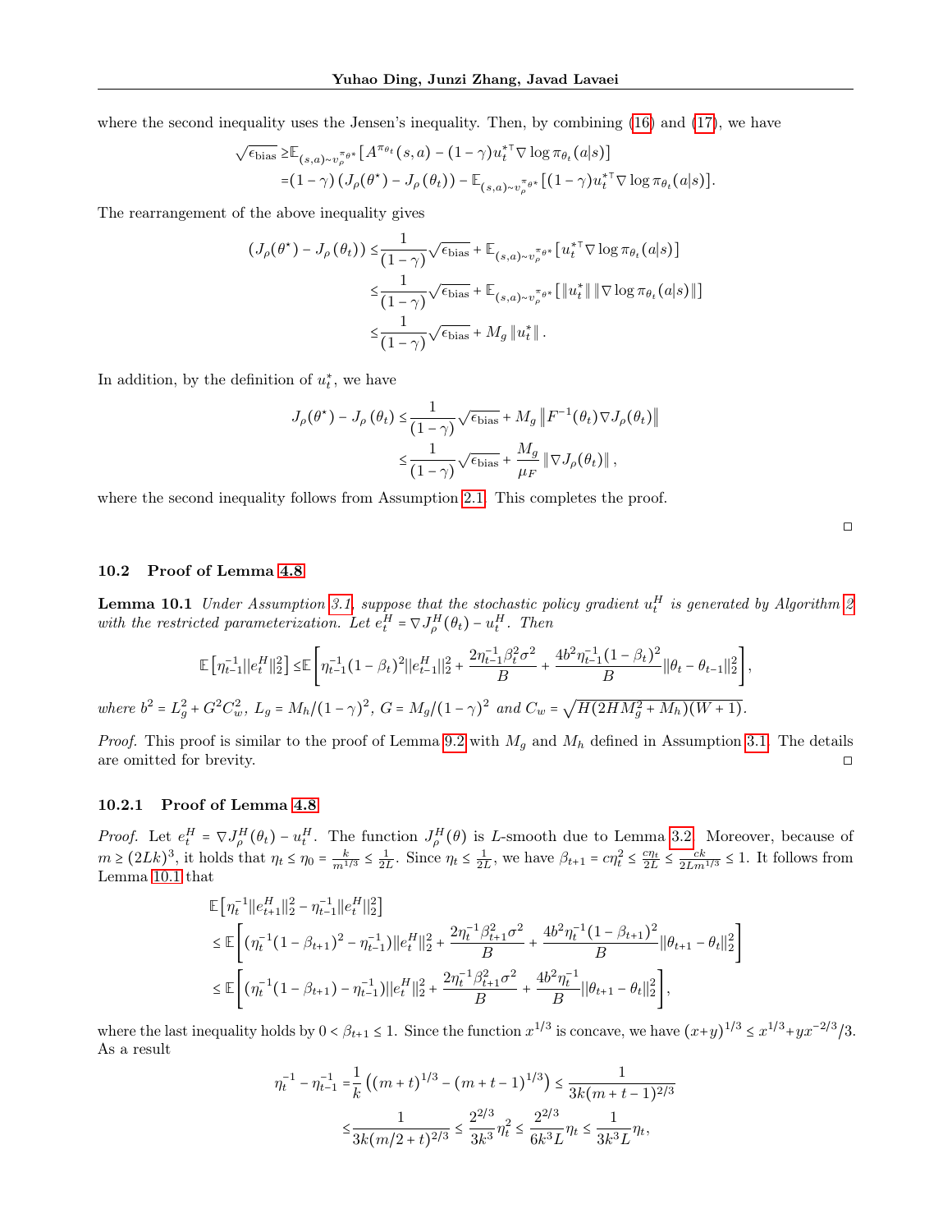where the second inequality uses the Jensen's inequality. Then, by combining (16) and (17), we have

$$
\begin{aligned}
\sqrt{\epsilon_{\text{bias}}} \geq & \mathbb{E}_{(s,a)\sim v_\rho^{\pi_{\theta^*}}}\left[A^{\pi_{\theta_t}}(s,a) - (1-\gamma) u_t^{*\top} \nabla \log \pi_{\theta_t}(a|s)\right] \\
= & (1-\gamma)\left(J_\rho(\theta^*) - J_\rho(\theta_t)\right) - \mathbb{E}_{(s,a)\sim v_\rho^{\pi_{\theta^*}}}\left[(1-\gamma) u_t^{*\top} \nabla \log \pi_{\theta_t}(a|s)\right].
\end{aligned}
$$

The rearrangement of the above inequality gives

$$
\begin{aligned}
\left(J_\rho(\theta^\star) - J_\rho(\theta_t)\right) \leq & \frac{1}{(1-\gamma)}\sqrt{\epsilon_{\text{bias}}} + \mathbb{E}_{(s,a)\sim v_\rho^{\pi_{\theta^*}}}\left[u_t^{*\top} \nabla \log \pi_{\theta_t}(a|s)\right] \\
\leq & \frac{1}{(1-\gamma)}\sqrt{\epsilon_{\text{bias}}} + \mathbb{E}_{(s,a)\sim v_\rho^{\pi_{\theta^*}}}\left[\|u_t^*\| \|\nabla \log \pi_{\theta_t}(a|s)\|\right] \\
\leq & \frac{1}{(1-\gamma)}\sqrt{\epsilon_{\text{bias}}} + M_g \|u_t^*\|.
\end{aligned}
$$

In addition, by the definition of $u_t^*$, we have

$$
\begin{aligned}
J_\rho(\theta^\star) - J_\rho(\theta_t) \leq & \frac{1}{(1-\gamma)}\sqrt{\epsilon_{\text{bias}}} + M_g \left\|F^{-1}(\theta_t) \nabla J_\rho(\theta_t)\right\| \\
\leq & \frac{1}{(1-\gamma)}\sqrt{\epsilon_{\text{bias}}} + \frac{M_g}{\mu_F}\|\nabla J_\rho(\theta_t)\|,
\end{aligned}
$$

where the second inequality follows from Assumption 2.1. This completes the proof.

□

### 10.2 Proof of Lemma 4.8

**Lemma 10.1** *Under Assumption 3.1, suppose that the stochastic policy gradient $u_t^H$ is generated by Algorithm 2 with the restricted parameterization. Let $e_t^H = \nabla J_\rho^H(\theta_t) - u_t^H$. Then*

$$
\mathbb{E}\left[\eta_{t-1}^{-1}\|e_t^H\|_2^2\right] \leq \mathbb{E}\left[\eta_{t-1}^{-1}(1-\beta_t)^2\|e_{t-1}^H\|_2^2 + \frac{2\eta_{t-1}^{-1}\beta_t^2\sigma^2}{B} + \frac{4b^2\eta_{t-1}^{-1}(1-\beta_t)^2}{B}\|\theta_t - \theta_{t-1}\|_2^2\right],
$$

*where $b^2 = L_g^2 + G^2 C_w^2$, $L_g = M_h/(1-\gamma)^2$, $G = M_g/(1-\gamma)^2$ and $C_w = \sqrt{H(2HM_g^2 + M_h)(W+1)}$.*

*Proof.* This proof is similar to the proof of Lemma 9.2 with $M_g$ and $M_h$ defined in Assumption 3.1. The details are omitted for brevity. □

#### 10.2.1 Proof of Lemma 4.8

*Proof.* Let $e_t^H = \nabla J_\rho^H(\theta_t) - u_t^H$. The function $J_\rho^H(\theta)$ is $L$-smooth due to Lemma 3.2. Moreover, because of $m \geq (2Lk)^3$, it holds that $\eta_t \leq \eta_0 = \frac{k}{m^{1/3}} \leq \frac{1}{2L}$. Since $\eta_t \leq \frac{1}{2L}$, we have $\beta_{t+1} = c\eta_t^2 \leq \frac{c\eta_t}{2L} \leq \frac{ck}{2Lm^{1/3}} \leq 1$. It follows from Lemma 10.1 that

$$
\begin{aligned}
& \mathbb{E}\left[\eta_t^{-1}\|e_{t+1}^H\|_2^2 - \eta_{t-1}^{-1}\|e_t^H\|_2^2\right] \\
\leq & \mathbb{E}\left[(\eta_t^{-1}(1-\beta_{t+1})^2 - \eta_{t-1}^{-1})\|e_t^H\|_2^2 + \frac{2\eta_t^{-1}\beta_{t+1}^2\sigma^2}{B} + \frac{4b^2\eta_t^{-1}(1-\beta_{t+1})^2}{B}\|\theta_{t+1} - \theta_t\|_2^2\right] \\
\leq & \mathbb{E}\left[(\eta_t^{-1}(1-\beta_{t+1}) - \eta_{t-1}^{-1})\|e_t^H\|_2^2 + \frac{2\eta_t^{-1}\beta_{t+1}^2\sigma^2}{B} + \frac{4b^2\eta_t^{-1}}{B}\|\theta_{t+1} - \theta_t\|_2^2\right],
\end{aligned}
$$

where the last inequality holds by $0 < \beta_{t+1} \leq 1$. Since the function $x^{1/3}$ is concave, we have $(x+y)^{1/3} \leq x^{1/3} + yx^{-2/3}/3$. As a result

$$
\begin{aligned}
\eta_t^{-1} - \eta_{t-1}^{-1} = & \frac{1}{k}\left((m+t)^{1/3} - (m+t-1)^{1/3}\right) \leq \frac{1}{3k(m+t-1)^{2/3}} \\
\leq & \frac{1}{3k(m/2+t)^{2/3}} \leq \frac{2^{2/3}}{3k^3}\eta_t^2 \leq \frac{2^{2/3}}{6k^3 L}\eta_t \leq \frac{1}{3k^3 L}\eta_t,
\end{aligned}
$$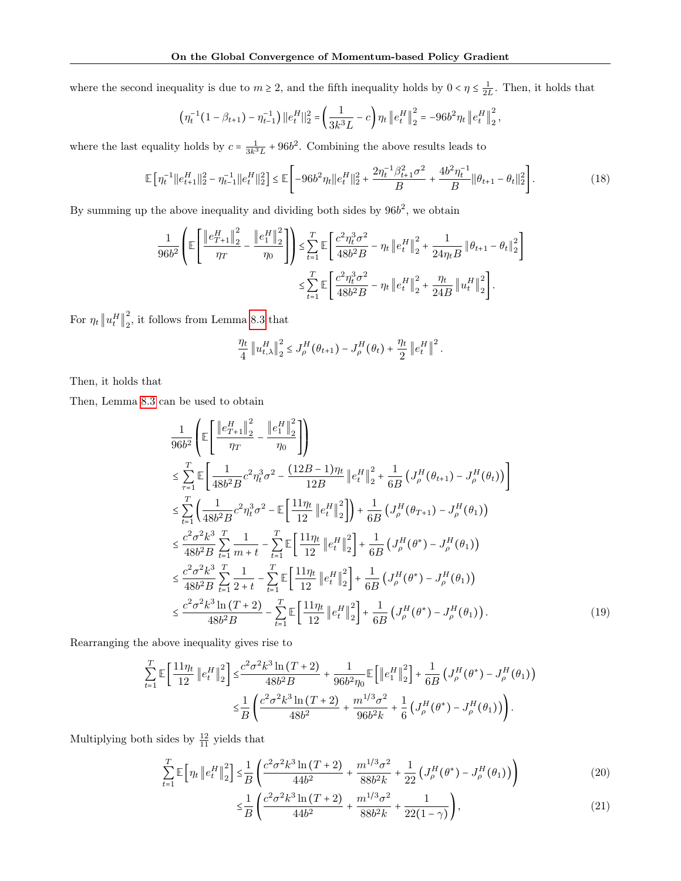where the second inequality is due to $m \geq 2$, and the fifth inequality holds by $0 < \eta \leq \frac{1}{2L}$. Then, it holds that

$$\left(\eta_t^{-1}(1-\beta_{t+1}) - \eta_{t-1}^{-1}\right)\|e_t^H\|_2^2 = \left(\frac{1}{3k^3L} - c\right)\eta_t \left\|e_t^H\right\|_2^2 = -96b^2\eta_t \left\|e_t^H\right\|_2^2,$$

where the last equality holds by $c = \frac{1}{3k^3L} + 96b^2$. Combining the above results leads to

$$\mathbb{E}\left[\eta_t^{-1}\|e_{t+1}^H\|_2^2 - \eta_{t-1}^{-1}\|e_t^H\|_2^2\right] \leq \mathbb{E}\left[-96b^2\eta_t\|e_t^H\|_2^2 + \frac{2\eta_t^{-1}\beta_{t+1}^2\sigma^2}{B} + \frac{4b^2\eta_t^{-1}}{B}\|\theta_{t+1}-\theta_t\|_2^2\right]. \tag{18}$$

By summing up the above inequality and dividing both sides by $96b^2$, we obtain

$$\begin{aligned}
\frac{1}{96b^2}\left(\mathbb{E}\left[\frac{\left\|e_{T+1}^H\right\|_2^2}{\eta_T} - \frac{\left\|e_1^H\right\|_2^2}{\eta_0}\right]\right) &\leq \sum_{t=1}^{T}\mathbb{E}\left[\frac{c^2\eta_t^3\sigma^2}{48b^2B} - \eta_t\left\|e_t^H\right\|_2^2 + \frac{1}{24\eta_t B}\left\|\theta_{t+1}-\theta_t\right\|_2^2\right] \\
&\leq \sum_{t=1}^{T}\mathbb{E}\left[\frac{c^2\eta_t^3\sigma^2}{48b^2B} - \eta_t\left\|e_t^H\right\|_2^2 + \frac{\eta_t}{24B}\left\|u_t^H\right\|_2^2\right].
\end{aligned}$$

For $\eta_t\left\|u_t^H\right\|_2^2$, it follows from Lemma 8.3 that

$$\frac{\eta_t}{4}\left\|u_{t,\lambda}^H\right\|_2^2 \leq J_\rho^H(\theta_{t+1}) - J_\rho^H(\theta_t) + \frac{\eta_t}{2}\left\|e_t^H\right\|^2.$$

Then, it holds that

Then, Lemma 8.3 can be used to obtain

$$\begin{aligned}
&\frac{1}{96b^2}\left(\mathbb{E}\left[\frac{\left\|e_{T+1}^H\right\|_2^2}{\eta_T} - \frac{\left\|e_1^H\right\|_2^2}{\eta_0}\right]\right) \\
&\leq \sum_{\tau=1}^{T}\mathbb{E}\left[\frac{1}{48b^2B}c^2\eta_t^3\sigma^2 - \frac{(12B-1)\eta_t}{12B}\left\|e_t^H\right\|_2^2 + \frac{1}{6B}\left(J_\rho^H(\theta_{t+1}) - J_\rho^H(\theta_t)\right)\right] \\
&\leq \sum_{t=1}^{T}\left(\frac{1}{48b^2B}c^2\eta_t^3\sigma^2 - \mathbb{E}\left[\frac{11\eta_t}{12}\left\|e_t^H\right\|_2^2\right]\right) + \frac{1}{6B}\left(J_\rho^H(\theta_{T+1}) - J_\rho^H(\theta_1)\right) \\
&\leq \frac{c^2\sigma^2k^3}{48b^2B}\sum_{t=1}^{T}\frac{1}{m+t} - \sum_{t=1}^{T}\mathbb{E}\left[\frac{11\eta_t}{12}\left\|e_t^H\right\|_2^2\right] + \frac{1}{6B}\left(J_\rho^H(\theta^*) - J_\rho^H(\theta_1)\right) \\
&\leq \frac{c^2\sigma^2k^3}{48b^2B}\sum_{t=1}^{T}\frac{1}{2+t} - \sum_{t=1}^{T}\mathbb{E}\left[\frac{11\eta_t}{12}\left\|e_t^H\right\|_2^2\right] + \frac{1}{6B}\left(J_\rho^H(\theta^*) - J_\rho^H(\theta_1)\right) \\
&\leq \frac{c^2\sigma^2k^3\ln(T+2)}{48b^2B} - \sum_{t=1}^{T}\mathbb{E}\left[\frac{11\eta_t}{12}\left\|e_t^H\right\|_2^2\right] + \frac{1}{6B}\left(J_\rho^H(\theta^*) - J_\rho^H(\theta_1)\right).
\end{aligned} \tag{19}$$

Rearranging the above inequality gives rise to

$$\begin{aligned}
\sum_{t=1}^{T}\mathbb{E}\left[\frac{11\eta_t}{12}\left\|e_t^H\right\|_2^2\right] &\leq \frac{c^2\sigma^2k^3\ln(T+2)}{48b^2B} + \frac{1}{96b^2\eta_0}\mathbb{E}\left[\left\|e_1^H\right\|_2^2\right] + \frac{1}{6B}\left(J_\rho^H(\theta^*) - J_\rho^H(\theta_1)\right) \\
&\leq \frac{1}{B}\left(\frac{c^2\sigma^2k^3\ln(T+2)}{48b^2} + \frac{m^{1/3}\sigma^2}{96b^2k} + \frac{1}{6}\left(J_\rho^H(\theta^*) - J_\rho^H(\theta_1)\right)\right).
\end{aligned}$$

Multiplying both sides by $\frac{12}{11}$ yields that

$$\begin{aligned}
\sum_{t=1}^{T}\mathbb{E}\left[\eta_t\left\|e_t^H\right\|_2^2\right] &\leq \frac{1}{B}\left(\frac{c^2\sigma^2k^3\ln(T+2)}{44b^2} + \frac{m^{1/3}\sigma^2}{88b^2k} + \frac{1}{22}\left(J_\rho^H(\theta^*) - J_\rho^H(\theta_1)\right)\right) && (20) \\
&\leq \frac{1}{B}\left(\frac{c^2\sigma^2k^3\ln(T+2)}{44b^2} + \frac{m^{1/3}\sigma^2}{88b^2k} + \frac{1}{22(1-\gamma)}\right), && (21)
\end{aligned}$$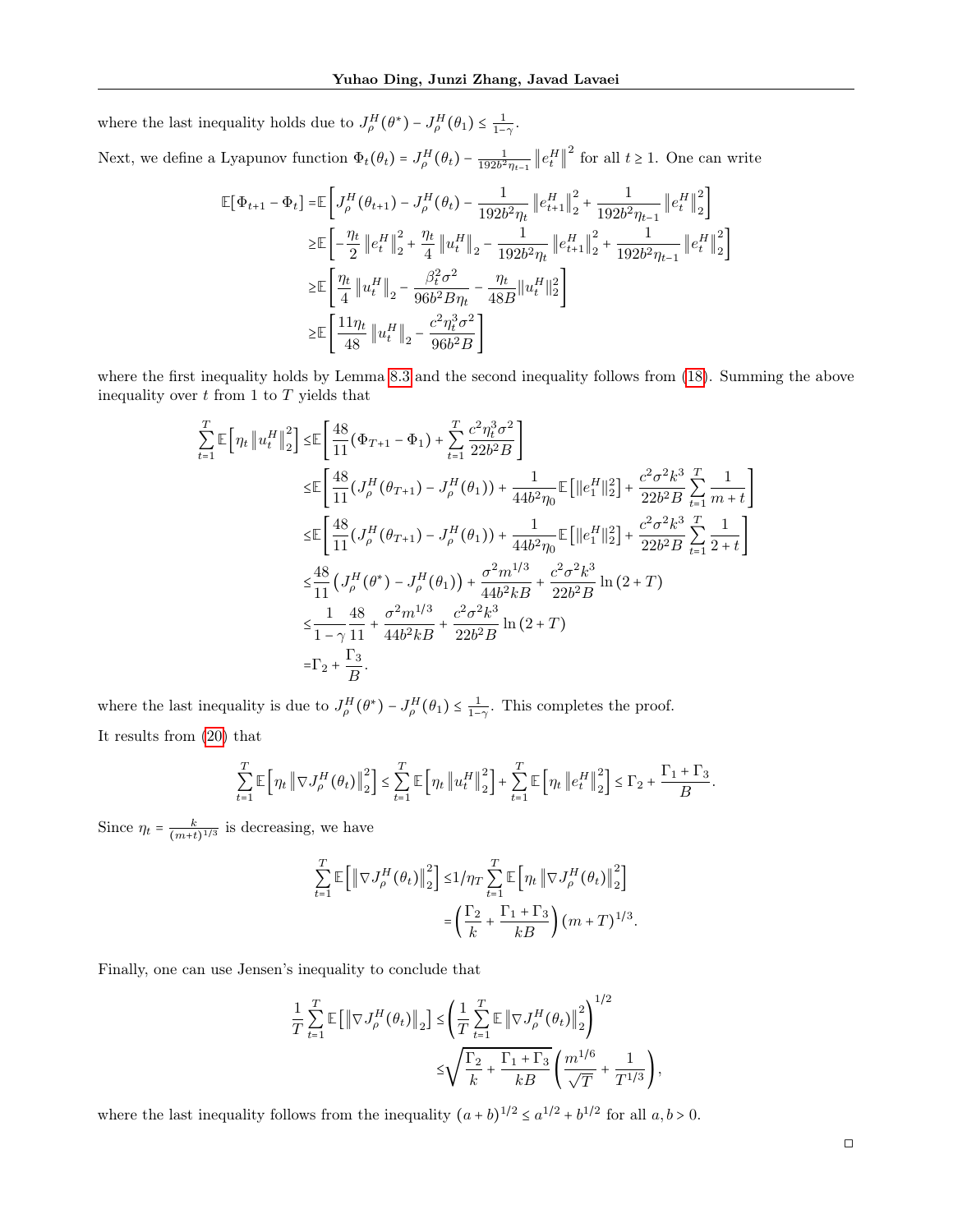where the last inequality holds due to $J_\rho^H(\theta^*) - J_\rho^H(\theta_1) \leq \frac{1}{1-\gamma}$.

Next, we define a Lyapunov function $\Phi_t(\theta_t) = J_\rho^H(\theta_t) - \frac{1}{192b^2\eta_{t-1}} \left\| e_t^H \right\|^2$ for all $t \geq 1$. One can write

$$
\begin{aligned}
\mathbb{E}[\Phi_{t+1} - \Phi_t] =& \mathbb{E}\left[ J_\rho^H(\theta_{t+1}) - J_\rho^H(\theta_t) - \frac{1}{192b^2\eta_t} \left\| e_{t+1}^H \right\|_2^2 + \frac{1}{192b^2\eta_{t-1}} \left\| e_t^H \right\|_2^2 \right] \\
\geq& \mathbb{E}\left[ -\frac{\eta_t}{2} \left\| e_t^H \right\|_2^2 + \frac{\eta_t}{4} \left\| u_t^H \right\|_2 - \frac{1}{192b^2\eta_t} \left\| e_{t+1}^H \right\|_2^2 + \frac{1}{192b^2\eta_{t-1}} \left\| e_t^H \right\|_2^2 \right] \\
\geq& \mathbb{E}\left[ \frac{\eta_t}{4} \left\| u_t^H \right\|_2 - \frac{\beta_t^2\sigma^2}{96b^2B\eta_t} - \frac{\eta_t}{48B} \| u_t^H \|_2^2 \right] \\
\geq& \mathbb{E}\left[ \frac{11\eta_t}{48} \left\| u_t^H \right\|_2 - \frac{c^2\eta_t^3\sigma^2}{96b^2B} \right]
\end{aligned}
$$

where the first inequality holds by Lemma 8.3 and the second inequality follows from (18). Summing the above inequality over $t$ from 1 to $T$ yields that

$$
\begin{aligned}
\sum_{t=1}^T \mathbb{E}\left[ \eta_t \left\| u_t^H \right\|_2^2 \right] \leq& \mathbb{E}\left[ \frac{48}{11}(\Phi_{T+1} - \Phi_1) + \sum_{t=1}^T \frac{c^2\eta_t^3\sigma^2}{22b^2B} \right] \\
\leq& \mathbb{E}\left[ \frac{48}{11}(J_\rho^H(\theta_{T+1}) - J_\rho^H(\theta_1)) + \frac{1}{44b^2\eta_0} \mathbb{E}\left[ \| e_1^H \|_2^2 \right] + \frac{c^2\sigma^2k^3}{22b^2B} \sum_{t=1}^T \frac{1}{m+t} \right] \\
\leq& \mathbb{E}\left[ \frac{48}{11}(J_\rho^H(\theta_{T+1}) - J_\rho^H(\theta_1)) + \frac{1}{44b^2\eta_0} \mathbb{E}\left[ \| e_1^H \|_2^2 \right] + \frac{c^2\sigma^2k^3}{22b^2B} \sum_{t=1}^T \frac{1}{2+t} \right] \\
\leq& \frac{48}{11}\left( J_\rho^H(\theta^*) - J_\rho^H(\theta_1) \right) + \frac{\sigma^2 m^{1/3}}{44b^2kB} + \frac{c^2\sigma^2k^3}{22b^2B} \ln(2+T) \\
\leq& \frac{1}{1-\gamma}\frac{48}{11} + \frac{\sigma^2 m^{1/3}}{44b^2kB} + \frac{c^2\sigma^2k^3}{22b^2B} \ln(2+T) \\
=& \Gamma_2 + \frac{\Gamma_3}{B}.
\end{aligned}
$$

where the last inequality is due to $J_\rho^H(\theta^*) - J_\rho^H(\theta_1) \leq \frac{1}{1-\gamma}$. This completes the proof.

It results from (20) that

$$
\sum_{t=1}^T \mathbb{E}\left[ \eta_t \left\| \nabla J_\rho^H(\theta_t) \right\|_2^2 \right] \leq \sum_{t=1}^T \mathbb{E}\left[ \eta_t \left\| u_t^H \right\|_2^2 \right] + \sum_{t=1}^T \mathbb{E}\left[ \eta_t \left\| e_t^H \right\|_2^2 \right] \leq \Gamma_2 + \frac{\Gamma_1 + \Gamma_3}{B}.
$$

Since $\eta_t = \frac{k}{(m+t)^{1/3}}$ is decreasing, we have

$$
\begin{aligned}
\sum_{t=1}^T \mathbb{E}\left[ \left\| \nabla J_\rho^H(\theta_t) \right\|_2^2 \right] \leq& 1/\eta_T \sum_{t=1}^T \mathbb{E}\left[ \eta_t \left\| \nabla J_\rho^H(\theta_t) \right\|_2^2 \right] \\
=& \left( \frac{\Gamma_2}{k} + \frac{\Gamma_1 + \Gamma_3}{kB} \right) (m+T)^{1/3}.
\end{aligned}
$$

Finally, one can use Jensen's inequality to conclude that

$$
\begin{aligned}
\frac{1}{T}\sum_{t=1}^T \mathbb{E}\left[ \left\| \nabla J_\rho^H(\theta_t) \right\|_2 \right] \leq& \left( \frac{1}{T}\sum_{t=1}^T \mathbb{E}\left\| \nabla J_\rho^H(\theta_t) \right\|_2^2 \right)^{1/2} \\
\leq& \sqrt{\frac{\Gamma_2}{k} + \frac{\Gamma_1 + \Gamma_3}{kB}} \left( \frac{m^{1/6}}{\sqrt{T}} + \frac{1}{T^{1/3}} \right),
\end{aligned}
$$

where the last inequality follows from the inequality $(a+b)^{1/2} \leq a^{1/2} + b^{1/2}$ for all $a, b > 0$.

□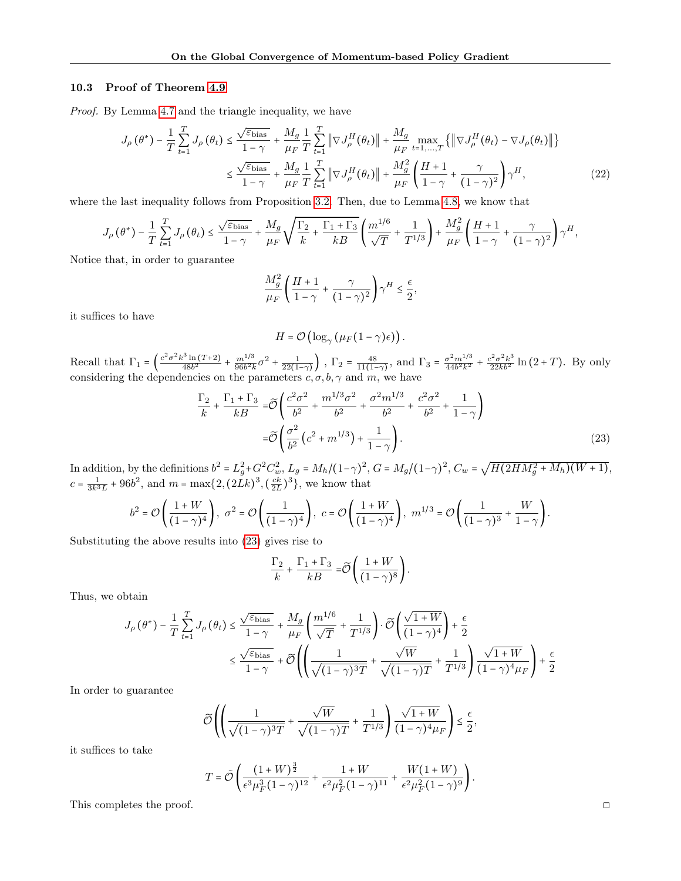### 10.3 Proof of Theorem 4.9

*Proof.* By Lemma 4.7 and the triangle inequality, we have

$$
\begin{aligned}
J_\rho(\theta^*) - \frac{1}{T}\sum_{t=1}^{T} J_\rho(\theta_t) &\leq \frac{\sqrt{\varepsilon_{\text{bias}}}}{1-\gamma} + \frac{M_g}{\mu_F}\frac{1}{T}\sum_{t=1}^{T}\left\|\nabla J_\rho^H(\theta_t)\right\| + \frac{M_g}{\mu_F}\max_{t=1,\dots,T}\left\{\left\|\nabla J_\rho^H(\theta_t) - \nabla J_\rho(\theta_t)\right\|\right\} \\
&\leq \frac{\sqrt{\varepsilon_{\text{bias}}}}{1-\gamma} + \frac{M_g}{\mu_F}\frac{1}{T}\sum_{t=1}^{T}\left\|\nabla J_\rho^H(\theta_t)\right\| + \frac{M_g^2}{\mu_F}\left(\frac{H+1}{1-\gamma} + \frac{\gamma}{(1-\gamma)^2}\right)\gamma^H, \qquad (22)
\end{aligned}
$$

where the last inequality follows from Proposition 3.2. Then, due to Lemma 4.8, we know that

$$
J_\rho(\theta^*) - \frac{1}{T}\sum_{t=1}^{T} J_\rho(\theta_t) \leq \frac{\sqrt{\varepsilon_{\text{bias}}}}{1-\gamma} + \frac{M_g}{\mu_F}\sqrt{\frac{\Gamma_2}{k} + \frac{\Gamma_1+\Gamma_3}{kB}}\left(\frac{m^{1/6}}{\sqrt{T}} + \frac{1}{T^{1/3}}\right) + \frac{M_g^2}{\mu_F}\left(\frac{H+1}{1-\gamma} + \frac{\gamma}{(1-\gamma)^2}\right)\gamma^H,
$$

Notice that, in order to guarantee

$$
\frac{M_g^2}{\mu_F}\left(\frac{H+1}{1-\gamma} + \frac{\gamma}{(1-\gamma)^2}\right)\gamma^H \leq \frac{\epsilon}{2},
$$

it suffices to have

$$
H = \mathcal{O}\left(\log_\gamma\left(\mu_F(1-\gamma)\epsilon\right)\right).
$$

Recall that $\Gamma_1 = \left(\frac{c^2\sigma^2k^3\ln(T+2)}{48b^2} + \frac{m^{1/3}}{96b^2k}\sigma^2 + \frac{1}{22(1-\gamma)}\right)$, $\Gamma_2 = \frac{48}{11(1-\gamma)}$, and $\Gamma_3 = \frac{\sigma^2m^{1/3}}{44b^2k^2} + \frac{c^2\sigma^2k^3}{22kb^2}\ln(2+T)$. By only considering the dependencies on the parameters $c, \sigma, b, \gamma$ and $m$, we have

$$
\begin{aligned}
\frac{\Gamma_2}{k} + \frac{\Gamma_1+\Gamma_3}{kB} &= \widetilde{\mathcal{O}}\left(\frac{c^2\sigma^2}{b^2} + \frac{m^{1/3}\sigma^2}{b^2} + \frac{\sigma^2m^{1/3}}{b^2} + \frac{c^2\sigma^2}{b^2} + \frac{1}{1-\gamma}\right) \\
&= \widetilde{\mathcal{O}}\left(\frac{\sigma^2}{b^2}\left(c^2 + m^{1/3}\right) + \frac{1}{1-\gamma}\right). \qquad (23)
\end{aligned}
$$

In addition, by the definitions $b^2 = L_g^2 + G^2C_w^2$, $L_g = M_h/(1-\gamma)^2$, $G = M_g/(1-\gamma)^2$, $C_w = \sqrt{H(2HM_g^2 + M_h)(W+1)}$, $c = \frac{1}{3k^3L} + 96b^2$, and $m = \max\{2, (2Lk)^3, (\frac{ck}{2L})^3\}$, we know that

$$
b^2 = \mathcal{O}\left(\frac{1+W}{(1-\gamma)^4}\right),\ \sigma^2 = \mathcal{O}\left(\frac{1}{(1-\gamma)^4}\right),\ c = \mathcal{O}\left(\frac{1+W}{(1-\gamma)^4}\right),\ m^{1/3} = \mathcal{O}\left(\frac{1}{(1-\gamma)^3} + \frac{W}{1-\gamma}\right).
$$

Substituting the above results into (23) gives rise to

$$
\frac{\Gamma_2}{k} + \frac{\Gamma_1+\Gamma_3}{kB} = \widetilde{\mathcal{O}}\left(\frac{1+W}{(1-\gamma)^8}\right).
$$

Thus, we obtain

$$
\begin{aligned}
J_\rho(\theta^*) - \frac{1}{T}\sum_{t=1}^{T} J_\rho(\theta_t) &\leq \frac{\sqrt{\varepsilon_{\text{bias}}}}{1-\gamma} + \frac{M_g}{\mu_F}\left(\frac{m^{1/6}}{\sqrt{T}} + \frac{1}{T^{1/3}}\right)\cdot\widetilde{\mathcal{O}}\left(\frac{\sqrt{1+W}}{(1-\gamma)^4}\right) + \frac{\epsilon}{2} \\
&\leq \frac{\sqrt{\varepsilon_{\text{bias}}}}{1-\gamma} + \widetilde{\mathcal{O}}\left(\left(\frac{1}{\sqrt{(1-\gamma)^3T}} + \frac{\sqrt{W}}{\sqrt{(1-\gamma)T}} + \frac{1}{T^{1/3}}\right)\frac{\sqrt{1+W}}{(1-\gamma)^4\mu_F}\right) + \frac{\epsilon}{2}
\end{aligned}
$$

In order to guarantee

$$
\widetilde{\mathcal{O}}\left(\left(\frac{1}{\sqrt{(1-\gamma)^3T}} + \frac{\sqrt{W}}{\sqrt{(1-\gamma)T}} + \frac{1}{T^{1/3}}\right)\frac{\sqrt{1+W}}{(1-\gamma)^4\mu_F}\right) \leq \frac{\epsilon}{2},
$$

it suffices to take

$$
T = \tilde{\mathcal{O}}\left(\frac{(1+W)^{\frac{3}{2}}}{\epsilon^3\mu_F^3(1-\gamma)^{12}} + \frac{1+W}{\epsilon^2\mu_F^2(1-\gamma)^{11}} + \frac{W(1+W)}{\epsilon^2\mu_F^2(1-\gamma)^9}\right).
$$

This completes the proof. $\square$